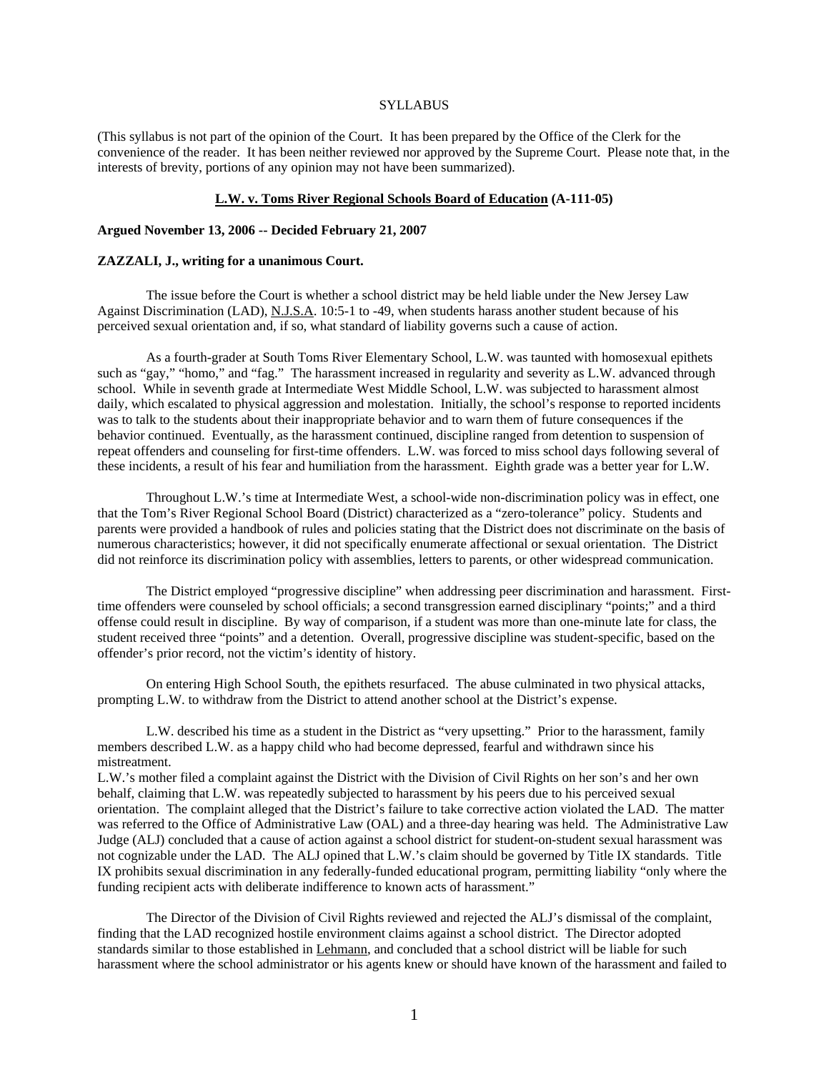SYLLABUS

(This syllabus is not part of the opinion of the Court. It has been prepared by the Office of the Clerk for the convenience of the reader. It has been neither reviewed nor approved by the Supreme Court. Please note that, in the interests of brevity, portions of any opinion may not have been summarized).

**L.W. v. Toms River Regional Schools Board of Education (A-111-05)**

**Argued November 13, 2006 -- Decided February 21, 2007**

**ZAZZALI, J., writing for a unanimous Court.**

The issue before the Court is whether a school district may be held liable under the New Jersey Law Against Discrimination (LAD), N.J.S.A. 10:5-1 to -49, when students harass another student because of his perceived sexual orientation and, if so, what standard of liability governs such a cause of action.

As a fourth-grader at South Toms River Elementary School, L.W. was taunted with homosexual epithets such as "gay," "homo," and "fag." The harassment increased in regularity and severity as L.W. advanced through school. While in seventh grade at Intermediate West Middle School, L.W. was subjected to harassment almost daily, which escalated to physical aggression and molestation. Initially, the school's response to reported incidents was to talk to the students about their inappropriate behavior and to warn them of future consequences if the behavior continued. Eventually, as the harassment continued, discipline ranged from detention to suspension of repeat offenders and counseling for first-time offenders. L.W. was forced to miss school days following several of these incidents, a result of his fear and humiliation from the harassment. Eighth grade was a better year for L.W.

Throughout L.W.'s time at Intermediate West, a school-wide non-discrimination policy was in effect, one that the Tom's River Regional School Board (District) characterized as a "zero-tolerance" policy. Students and parents were provided a handbook of rules and policies stating that the District does not discriminate on the basis of numerous characteristics; however, it did not specifically enumerate affectional or sexual orientation. The District did not reinforce its discrimination policy with assemblies, letters to parents, or other widespread communication.

The District employed "progressive discipline" when addressing peer discrimination and harassment. First-time offenders were counseled by school officials; a second transgression earned disciplinary "points;" and a third offense could result in discipline. By way of comparison, if a student was more than one-minute late for class, the student received three "points" and a detention. Overall, progressive discipline was student-specific, based on the offender's prior record, not the victim's identity of history.

On entering High School South, the epithets resurfaced. The abuse culminated in two physical attacks, prompting L.W. to withdraw from the District to attend another school at the District's expense.

L.W. described his time as a student in the District as "very upsetting." Prior to the harassment, family members described L.W. as a happy child who had become depressed, fearful and withdrawn since his mistreatment.
L.W.'s mother filed a complaint against the District with the Division of Civil Rights on her son's and her own behalf, claiming that L.W. was repeatedly subjected to harassment by his peers due to his perceived sexual orientation. The complaint alleged that the District's failure to take corrective action violated the LAD. The matter was referred to the Office of Administrative Law (OAL) and a three-day hearing was held. The Administrative Law Judge (ALJ) concluded that a cause of action against a school district for student-on-student sexual harassment was not cognizable under the LAD. The ALJ opined that L.W.'s claim should be governed by Title IX standards. Title IX prohibits sexual discrimination in any federally-funded educational program, permitting liability "only where the funding recipient acts with deliberate indifference to known acts of harassment."

The Director of the Division of Civil Rights reviewed and rejected the ALJ's dismissal of the complaint, finding that the LAD recognized hostile environment claims against a school district. The Director adopted standards similar to those established in Lehmann, and concluded that a school district will be liable for such harassment where the school administrator or his agents knew or should have known of the harassment and failed to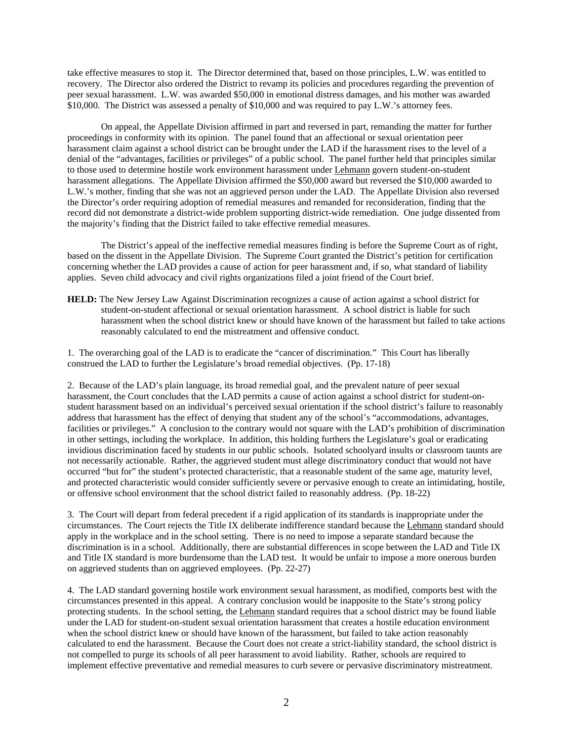take effective measures to stop it. The Director determined that, based on those principles, L.W. was entitled to recovery. The Director also ordered the District to revamp its policies and procedures regarding the prevention of peer sexual harassment. L.W. was awarded $50,000 in emotional distress damages, and his mother was awarded $10,000. The District was assessed a penalty of $10,000 and was required to pay L.W.'s attorney fees.

On appeal, the Appellate Division affirmed in part and reversed in part, remanding the matter for further proceedings in conformity with its opinion. The panel found that an affectional or sexual orientation peer harassment claim against a school district can be brought under the LAD if the harassment rises to the level of a denial of the "advantages, facilities or privileges" of a public school. The panel further held that principles similar to those used to determine hostile work environment harassment under Lehmann govern student-on-student harassment allegations. The Appellate Division affirmed the $50,000 award but reversed the $10,000 awarded to L.W.'s mother, finding that she was not an aggrieved person under the LAD. The Appellate Division also reversed the Director's order requiring adoption of remedial measures and remanded for reconsideration, finding that the record did not demonstrate a district-wide problem supporting district-wide remediation. One judge dissented from the majority's finding that the District failed to take effective remedial measures.

The District's appeal of the ineffective remedial measures finding is before the Supreme Court as of right, based on the dissent in the Appellate Division. The Supreme Court granted the District's petition for certification concerning whether the LAD provides a cause of action for peer harassment and, if so, what standard of liability applies. Seven child advocacy and civil rights organizations filed a joint friend of the Court brief.

**HELD:** The New Jersey Law Against Discrimination recognizes a cause of action against a school district for student-on-student affectional or sexual orientation harassment. A school district is liable for such harassment when the school district knew or should have known of the harassment but failed to take actions reasonably calculated to end the mistreatment and offensive conduct.

1. The overarching goal of the LAD is to eradicate the "cancer of discrimination." This Court has liberally construed the LAD to further the Legislature's broad remedial objectives. (Pp. 17-18)

2. Because of the LAD's plain language, its broad remedial goal, and the prevalent nature of peer sexual harassment, the Court concludes that the LAD permits a cause of action against a school district for student-on-student harassment based on an individual's perceived sexual orientation if the school district's failure to reasonably address that harassment has the effect of denying that student any of the school's "accommodations, advantages, facilities or privileges." A conclusion to the contrary would not square with the LAD's prohibition of discrimination in other settings, including the workplace. In addition, this holding furthers the Legislature's goal or eradicating invidious discrimination faced by students in our public schools. Isolated schoolyard insults or classroom taunts are not necessarily actionable. Rather, the aggrieved student must allege discriminatory conduct that would not have occurred "but for" the student's protected characteristic, that a reasonable student of the same age, maturity level, and protected characteristic would consider sufficiently severe or pervasive enough to create an intimidating, hostile, or offensive school environment that the school district failed to reasonably address. (Pp. 18-22)

3. The Court will depart from federal precedent if a rigid application of its standards is inappropriate under the circumstances. The Court rejects the Title IX deliberate indifference standard because the Lehmann standard should apply in the workplace and in the school setting. There is no need to impose a separate standard because the discrimination is in a school. Additionally, there are substantial differences in scope between the LAD and Title IX and Title IX standard is more burdensome than the LAD test. It would be unfair to impose a more onerous burden on aggrieved students than on aggrieved employees. (Pp. 22-27)

4. The LAD standard governing hostile work environment sexual harassment, as modified, comports best with the circumstances presented in this appeal. A contrary conclusion would be inapposite to the State's strong policy protecting students. In the school setting, the Lehmann standard requires that a school district may be found liable under the LAD for student-on-student sexual orientation harassment that creates a hostile education environment when the school district knew or should have known of the harassment, but failed to take action reasonably calculated to end the harassment. Because the Court does not create a strict-liability standard, the school district is not compelled to purge its schools of all peer harassment to avoid liability. Rather, schools are required to implement effective preventative and remedial measures to curb severe or pervasive discriminatory mistreatment.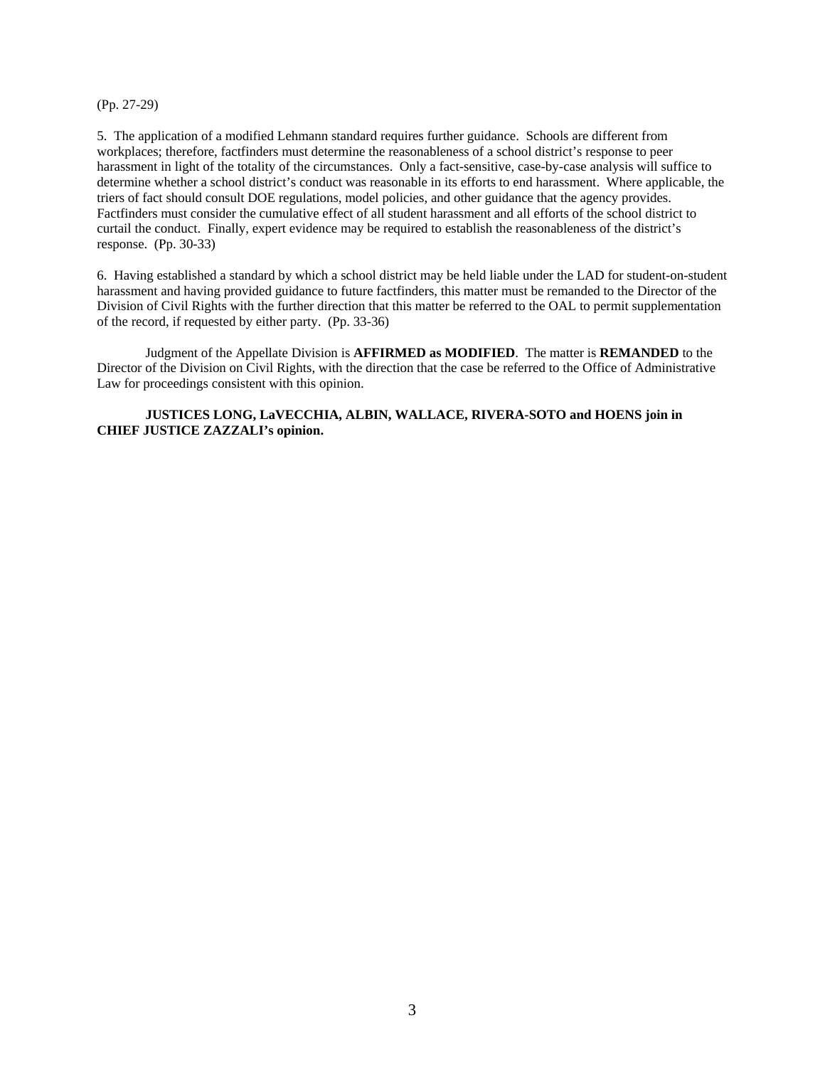(Pp. 27-29)

5. The application of a modified Lehmann standard requires further guidance. Schools are different from workplaces; therefore, factfinders must determine the reasonableness of a school district's response to peer harassment in light of the totality of the circumstances. Only a fact-sensitive, case-by-case analysis will suffice to determine whether a school district's conduct was reasonable in its efforts to end harassment. Where applicable, the triers of fact should consult DOE regulations, model policies, and other guidance that the agency provides. Factfinders must consider the cumulative effect of all student harassment and all efforts of the school district to curtail the conduct. Finally, expert evidence may be required to establish the reasonableness of the district's response. (Pp. 30-33)

6. Having established a standard by which a school district may be held liable under the LAD for student-on-student harassment and having provided guidance to future factfinders, this matter must be remanded to the Director of the Division of Civil Rights with the further direction that this matter be referred to the OAL to permit supplementation of the record, if requested by either party. (Pp. 33-36)

Judgment of the Appellate Division is **AFFIRMED as MODIFIED**. The matter is **REMANDED** to the Director of the Division on Civil Rights, with the direction that the case be referred to the Office of Administrative Law for proceedings consistent with this opinion.

**JUSTICES LONG, LaVECCHIA, ALBIN, WALLACE, RIVERA-SOTO and HOENS join in CHIEF JUSTICE ZAZZALI's opinion.**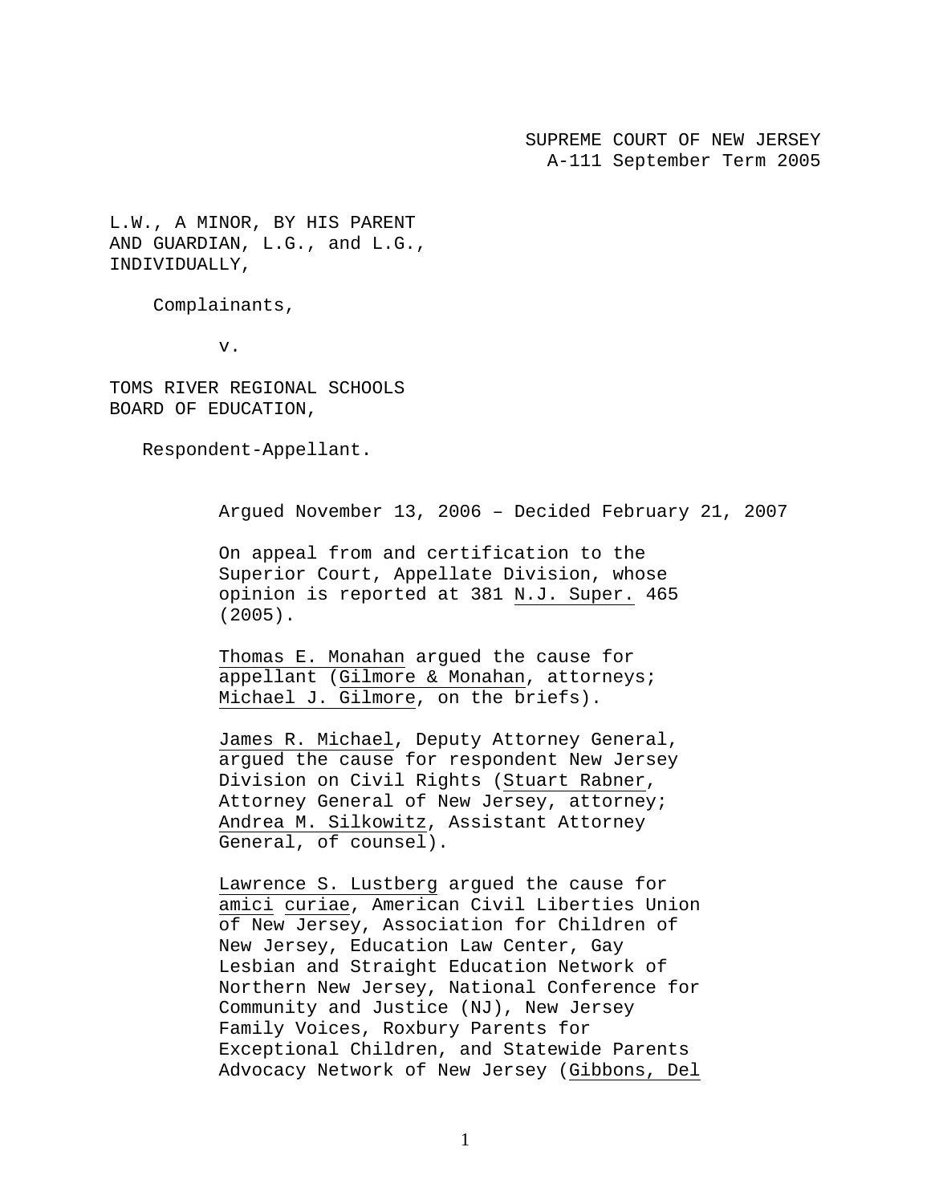SUPREME COURT OF NEW JERSEY
A-111 September Term 2005

L.W., A MINOR, BY HIS PARENT AND GUARDIAN, L.G., and L.G., INDIVIDUALLY,

Complainants,

v.

TOMS RIVER REGIONAL SCHOOLS BOARD OF EDUCATION,

Respondent-Appellant.

Argued November 13, 2006 – Decided February 21, 2007

On appeal from and certification to the Superior Court, Appellate Division, whose opinion is reported at 381 N.J. Super. 465 (2005).

Thomas E. Monahan argued the cause for appellant (Gilmore & Monahan, attorneys; Michael J. Gilmore, on the briefs).

James R. Michael, Deputy Attorney General, argued the cause for respondent New Jersey Division on Civil Rights (Stuart Rabner, Attorney General of New Jersey, attorney; Andrea M. Silkowitz, Assistant Attorney General, of counsel).

Lawrence S. Lustberg argued the cause for amici curiae, American Civil Liberties Union of New Jersey, Association for Children of New Jersey, Education Law Center, Gay Lesbian and Straight Education Network of Northern New Jersey, National Conference for Community and Justice (NJ), New Jersey Family Voices, Roxbury Parents for Exceptional Children, and Statewide Parents Advocacy Network of New Jersey (Gibbons, Del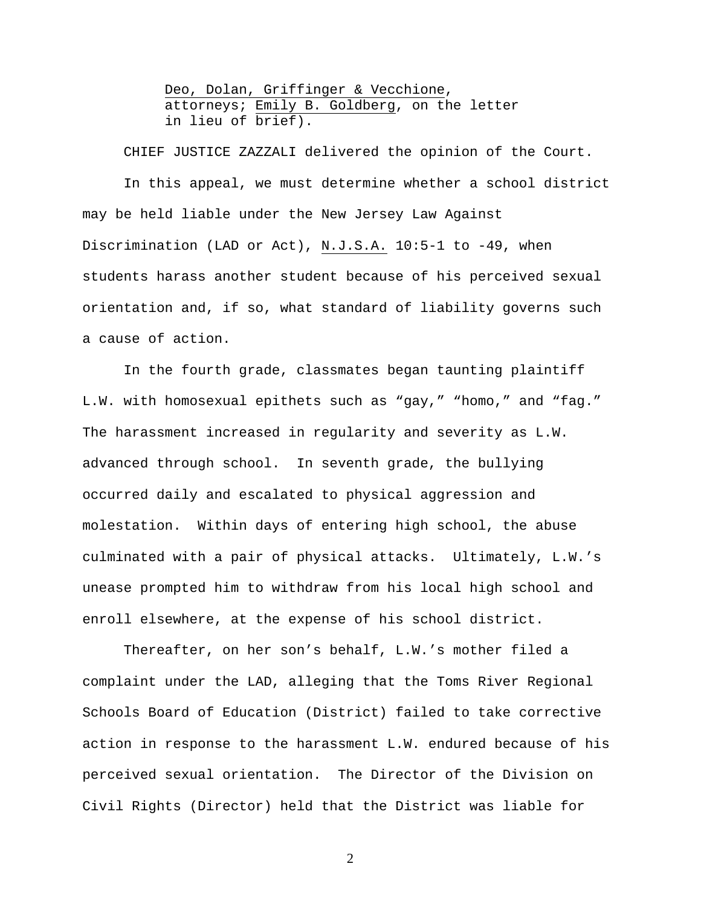Deo, Dolan, Griffinger & Vecchione, attorneys; Emily B. Goldberg, on the letter in lieu of brief).

CHIEF JUSTICE ZAZZALI delivered the opinion of the Court.

In this appeal, we must determine whether a school district may be held liable under the New Jersey Law Against Discrimination (LAD or Act), N.J.S.A. 10:5-1 to -49, when students harass another student because of his perceived sexual orientation and, if so, what standard of liability governs such a cause of action.

In the fourth grade, classmates began taunting plaintiff L.W. with homosexual epithets such as “gay,” “homo,” and “fag.” The harassment increased in regularity and severity as L.W. advanced through school. In seventh grade, the bullying occurred daily and escalated to physical aggression and molestation. Within days of entering high school, the abuse culminated with a pair of physical attacks. Ultimately, L.W.’s unease prompted him to withdraw from his local high school and enroll elsewhere, at the expense of his school district.

Thereafter, on her son’s behalf, L.W.’s mother filed a complaint under the LAD, alleging that the Toms River Regional Schools Board of Education (District) failed to take corrective action in response to the harassment L.W. endured because of his perceived sexual orientation. The Director of the Division on Civil Rights (Director) held that the District was liable for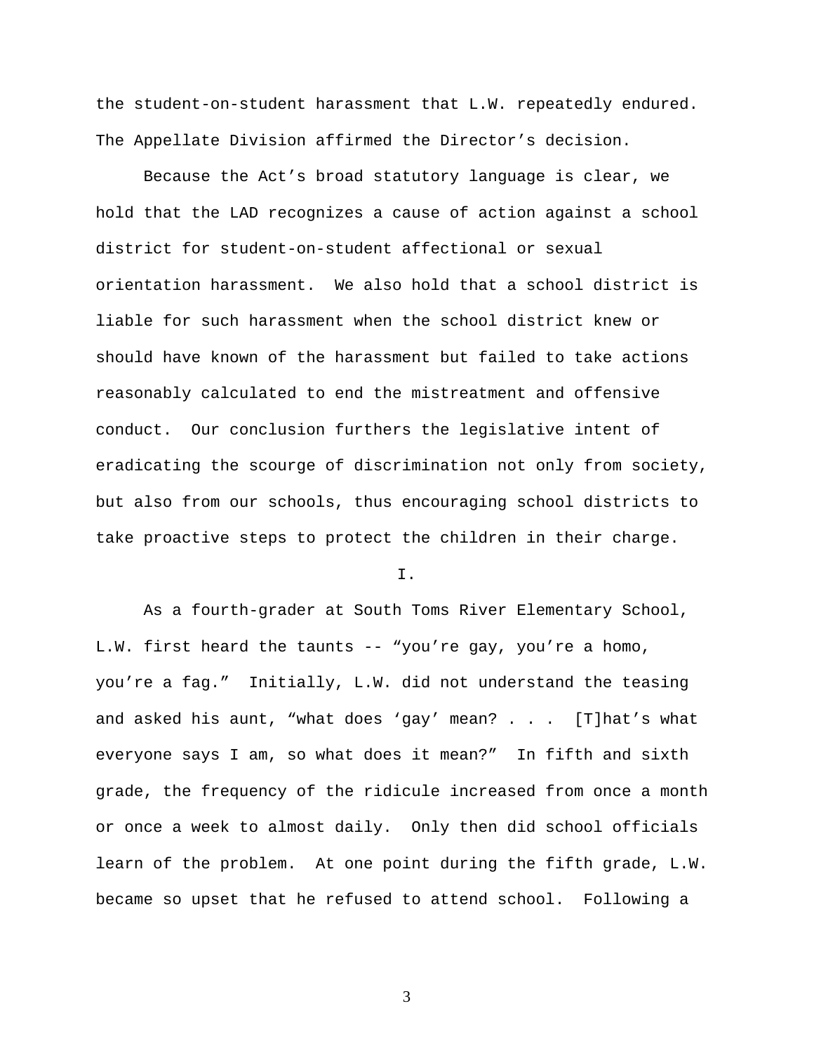the student-on-student harassment that L.W. repeatedly endured. The Appellate Division affirmed the Director's decision.

Because the Act's broad statutory language is clear, we hold that the LAD recognizes a cause of action against a school district for student-on-student affectional or sexual orientation harassment. We also hold that a school district is liable for such harassment when the school district knew or should have known of the harassment but failed to take actions reasonably calculated to end the mistreatment and offensive conduct. Our conclusion furthers the legislative intent of eradicating the scourge of discrimination not only from society, but also from our schools, thus encouraging school districts to take proactive steps to protect the children in their charge.

I.

As a fourth-grader at South Toms River Elementary School, L.W. first heard the taunts -- "you're gay, you're a homo, you're a fag." Initially, L.W. did not understand the teasing and asked his aunt, "what does 'gay' mean? . . . [T]hat's what everyone says I am, so what does it mean?" In fifth and sixth grade, the frequency of the ridicule increased from once a month or once a week to almost daily. Only then did school officials learn of the problem. At one point during the fifth grade, L.W. became so upset that he refused to attend school. Following a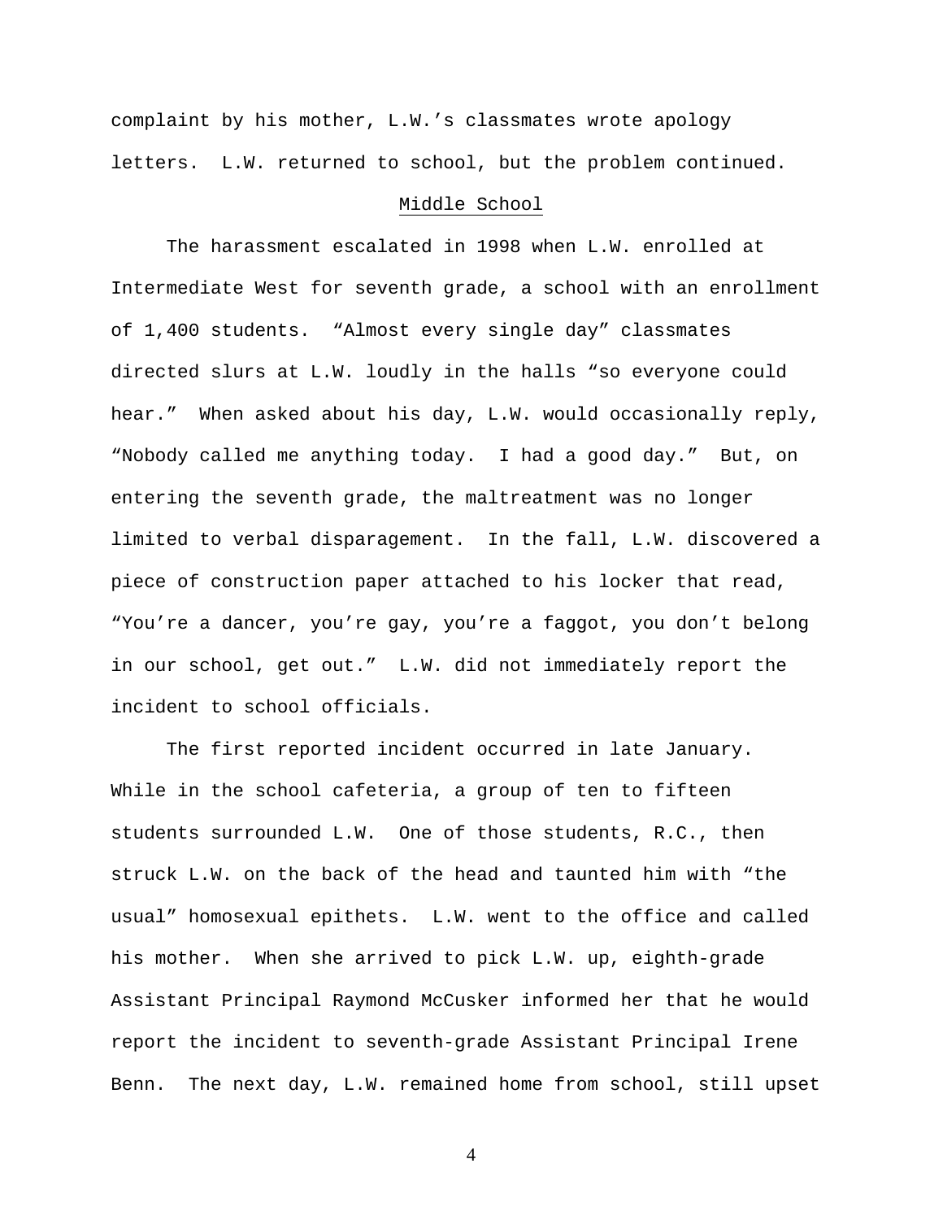complaint by his mother, L.W.'s classmates wrote apology letters. L.W. returned to school, but the problem continued.

## Middle School

The harassment escalated in 1998 when L.W. enrolled at Intermediate West for seventh grade, a school with an enrollment of 1,400 students. "Almost every single day" classmates directed slurs at L.W. loudly in the halls "so everyone could hear." When asked about his day, L.W. would occasionally reply, "Nobody called me anything today. I had a good day." But, on entering the seventh grade, the maltreatment was no longer limited to verbal disparagement. In the fall, L.W. discovered a piece of construction paper attached to his locker that read, "You're a dancer, you're gay, you're a faggot, you don't belong in our school, get out." L.W. did not immediately report the incident to school officials.

The first reported incident occurred in late January. While in the school cafeteria, a group of ten to fifteen students surrounded L.W. One of those students, R.C., then struck L.W. on the back of the head and taunted him with "the usual" homosexual epithets. L.W. went to the office and called his mother. When she arrived to pick L.W. up, eighth-grade Assistant Principal Raymond McCusker informed her that he would report the incident to seventh-grade Assistant Principal Irene Benn. The next day, L.W. remained home from school, still upset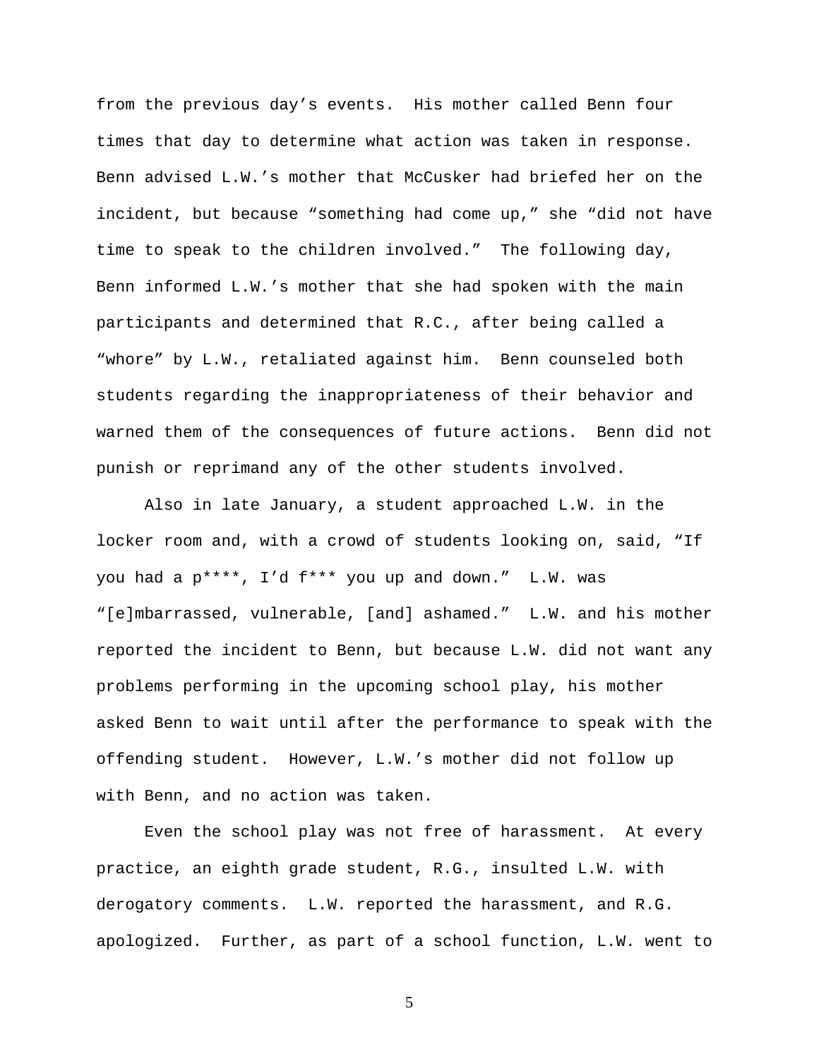from the previous day's events. His mother called Benn four times that day to determine what action was taken in response. Benn advised L.W.'s mother that McCusker had briefed her on the incident, but because "something had come up," she "did not have time to speak to the children involved." The following day, Benn informed L.W.'s mother that she had spoken with the main participants and determined that R.C., after being called a "whore" by L.W., retaliated against him. Benn counseled both students regarding the inappropriateness of their behavior and warned them of the consequences of future actions. Benn did not punish or reprimand any of the other students involved.

Also in late January, a student approached L.W. in the locker room and, with a crowd of students looking on, said, "If you had a p****, I'd f*** you up and down." L.W. was "[e]mbarrassed, vulnerable, [and] ashamed." L.W. and his mother reported the incident to Benn, but because L.W. did not want any problems performing in the upcoming school play, his mother asked Benn to wait until after the performance to speak with the offending student. However, L.W.'s mother did not follow up with Benn, and no action was taken.

Even the school play was not free of harassment. At every practice, an eighth grade student, R.G., insulted L.W. with derogatory comments. L.W. reported the harassment, and R.G. apologized. Further, as part of a school function, L.W. went to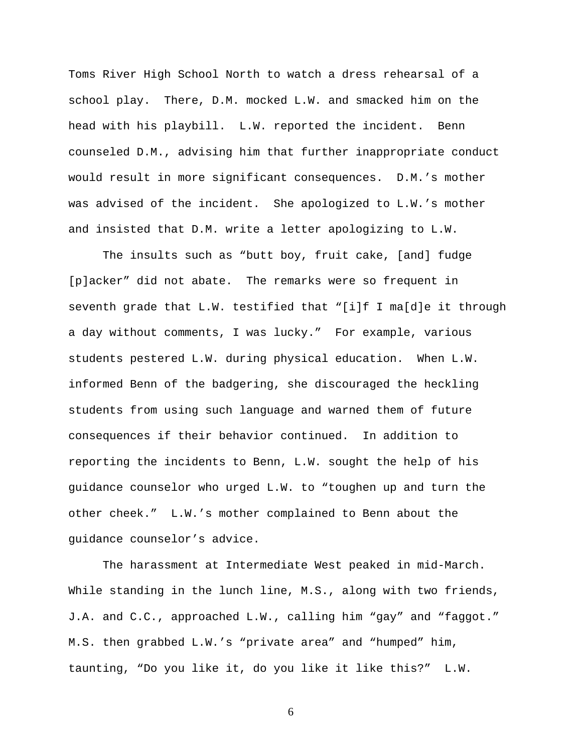Toms River High School North to watch a dress rehearsal of a school play. There, D.M. mocked L.W. and smacked him on the head with his playbill. L.W. reported the incident. Benn counseled D.M., advising him that further inappropriate conduct would result in more significant consequences. D.M.'s mother was advised of the incident. She apologized to L.W.'s mother and insisted that D.M. write a letter apologizing to L.W.

The insults such as "butt boy, fruit cake, [and] fudge [p]acker" did not abate. The remarks were so frequent in seventh grade that L.W. testified that "[i]f I ma[d]e it through a day without comments, I was lucky." For example, various students pestered L.W. during physical education. When L.W. informed Benn of the badgering, she discouraged the heckling students from using such language and warned them of future consequences if their behavior continued. In addition to reporting the incidents to Benn, L.W. sought the help of his guidance counselor who urged L.W. to "toughen up and turn the other cheek." L.W.'s mother complained to Benn about the guidance counselor's advice.

The harassment at Intermediate West peaked in mid-March. While standing in the lunch line, M.S., along with two friends, J.A. and C.C., approached L.W., calling him "gay" and "faggot." M.S. then grabbed L.W.'s "private area" and "humped" him, taunting, "Do you like it, do you like it like this?" L.W.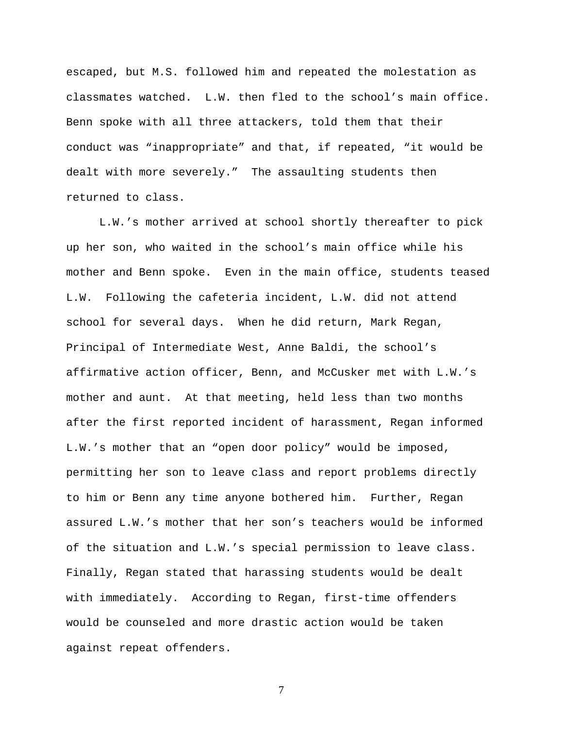escaped, but M.S. followed him and repeated the molestation as classmates watched. L.W. then fled to the school's main office. Benn spoke with all three attackers, told them that their conduct was "inappropriate" and that, if repeated, "it would be dealt with more severely." The assaulting students then returned to class.

L.W.'s mother arrived at school shortly thereafter to pick up her son, who waited in the school's main office while his mother and Benn spoke. Even in the main office, students teased L.W. Following the cafeteria incident, L.W. did not attend school for several days. When he did return, Mark Regan, Principal of Intermediate West, Anne Baldi, the school's affirmative action officer, Benn, and McCusker met with L.W.'s mother and aunt. At that meeting, held less than two months after the first reported incident of harassment, Regan informed L.W.'s mother that an "open door policy" would be imposed, permitting her son to leave class and report problems directly to him or Benn any time anyone bothered him. Further, Regan assured L.W.'s mother that her son's teachers would be informed of the situation and L.W.'s special permission to leave class. Finally, Regan stated that harassing students would be dealt with immediately. According to Regan, first-time offenders would be counseled and more drastic action would be taken against repeat offenders.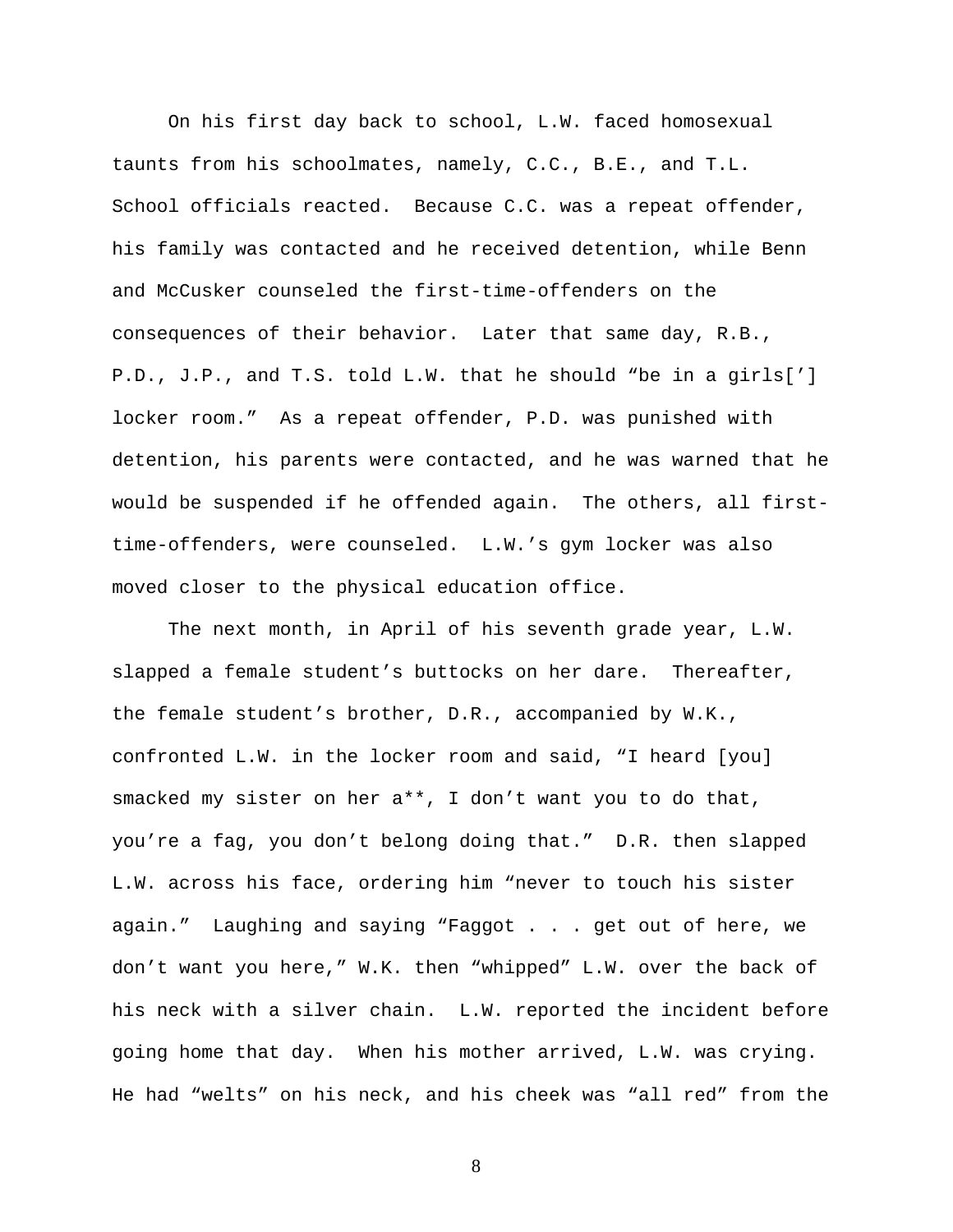On his first day back to school, L.W. faced homosexual taunts from his schoolmates, namely, C.C., B.E., and T.L. School officials reacted. Because C.C. was a repeat offender, his family was contacted and he received detention, while Benn and McCusker counseled the first-time-offenders on the consequences of their behavior. Later that same day, R.B., P.D., J.P., and T.S. told L.W. that he should "be in a girls['] locker room." As a repeat offender, P.D. was punished with detention, his parents were contacted, and he was warned that he would be suspended if he offended again. The others, all first-time-offenders, were counseled. L.W.'s gym locker was also moved closer to the physical education office.

The next month, in April of his seventh grade year, L.W. slapped a female student's buttocks on her dare. Thereafter, the female student's brother, D.R., accompanied by W.K., confronted L.W. in the locker room and said, "I heard [you] smacked my sister on her a**, I don't want you to do that, you're a fag, you don't belong doing that." D.R. then slapped L.W. across his face, ordering him "never to touch his sister again." Laughing and saying "Faggot . . . get out of here, we don't want you here," W.K. then "whipped" L.W. over the back of his neck with a silver chain. L.W. reported the incident before going home that day. When his mother arrived, L.W. was crying. He had "welts" on his neck, and his cheek was "all red" from the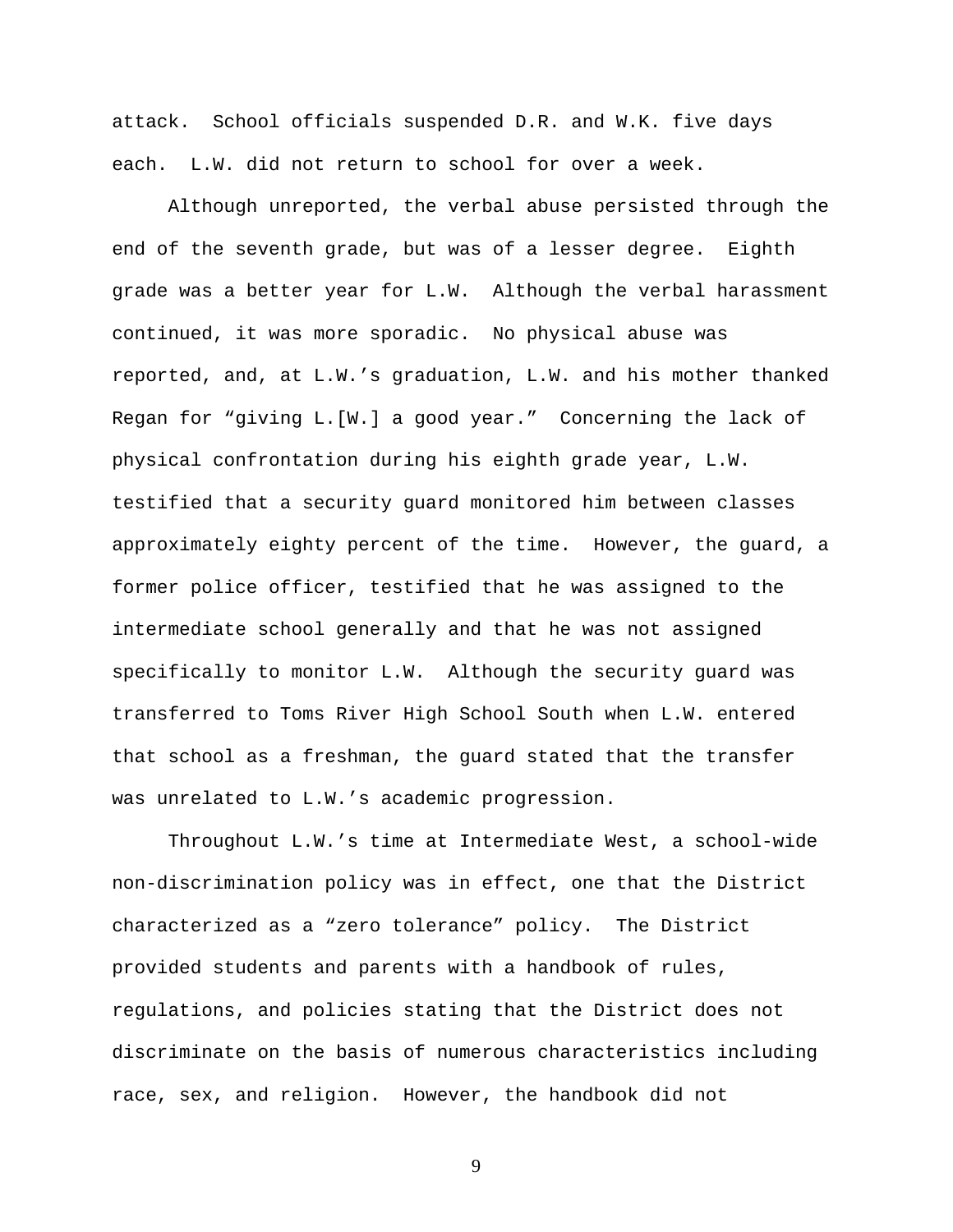attack. School officials suspended D.R. and W.K. five days each. L.W. did not return to school for over a week.

Although unreported, the verbal abuse persisted through the end of the seventh grade, but was of a lesser degree. Eighth grade was a better year for L.W. Although the verbal harassment continued, it was more sporadic. No physical abuse was reported, and, at L.W.'s graduation, L.W. and his mother thanked Regan for "giving L.[W.] a good year." Concerning the lack of physical confrontation during his eighth grade year, L.W. testified that a security guard monitored him between classes approximately eighty percent of the time. However, the guard, a former police officer, testified that he was assigned to the intermediate school generally and that he was not assigned specifically to monitor L.W. Although the security guard was transferred to Toms River High School South when L.W. entered that school as a freshman, the guard stated that the transfer was unrelated to L.W.'s academic progression.

Throughout L.W.'s time at Intermediate West, a school-wide non-discrimination policy was in effect, one that the District characterized as a "zero tolerance" policy. The District provided students and parents with a handbook of rules, regulations, and policies stating that the District does not discriminate on the basis of numerous characteristics including race, sex, and religion. However, the handbook did not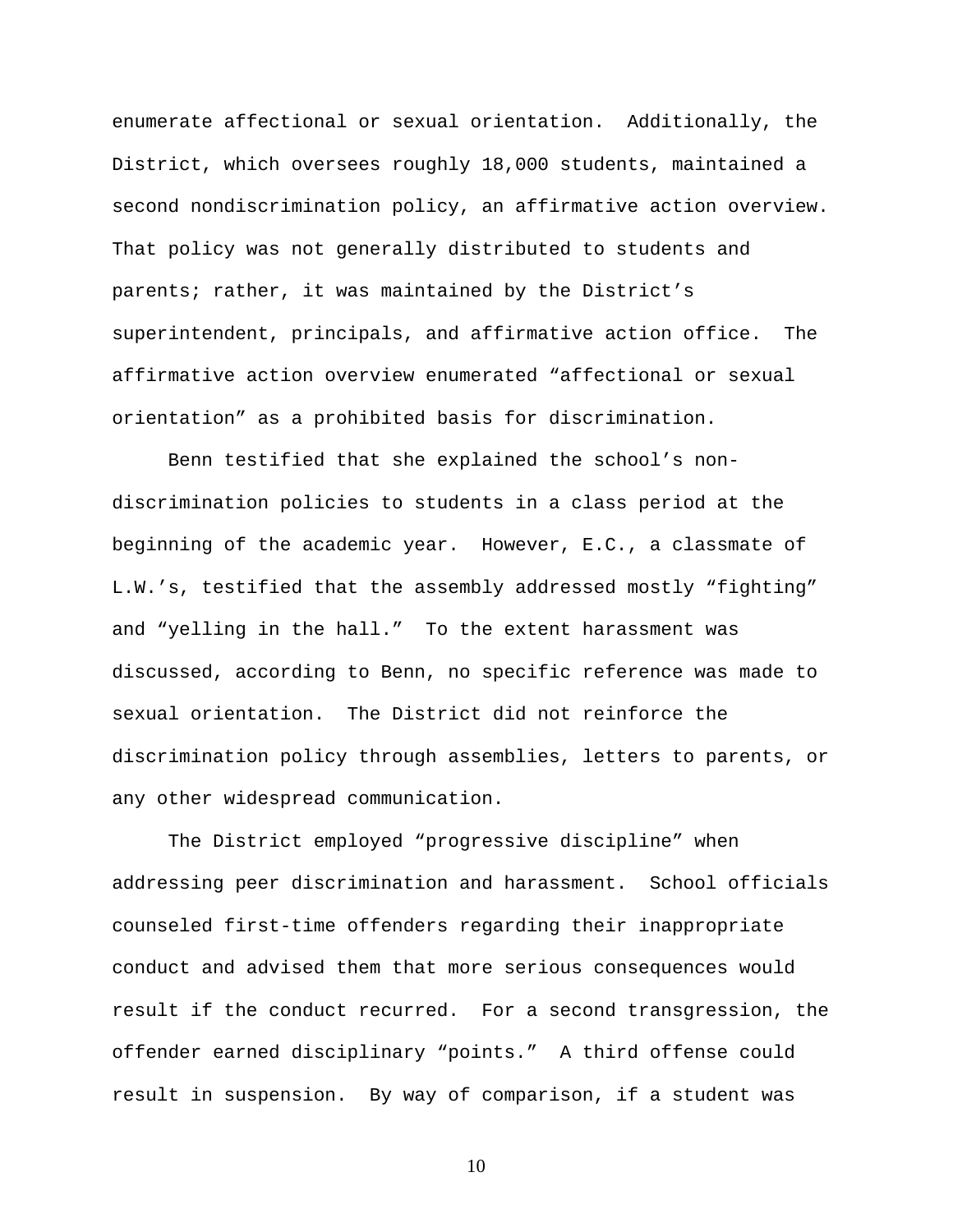enumerate affectional or sexual orientation. Additionally, the District, which oversees roughly 18,000 students, maintained a second nondiscrimination policy, an affirmative action overview. That policy was not generally distributed to students and parents; rather, it was maintained by the District's superintendent, principals, and affirmative action office. The affirmative action overview enumerated "affectional or sexual orientation" as a prohibited basis for discrimination.

Benn testified that she explained the school's non-discrimination policies to students in a class period at the beginning of the academic year. However, E.C., a classmate of L.W.'s, testified that the assembly addressed mostly "fighting" and "yelling in the hall." To the extent harassment was discussed, according to Benn, no specific reference was made to sexual orientation. The District did not reinforce the discrimination policy through assemblies, letters to parents, or any other widespread communication.

The District employed "progressive discipline" when addressing peer discrimination and harassment. School officials counseled first-time offenders regarding their inappropriate conduct and advised them that more serious consequences would result if the conduct recurred. For a second transgression, the offender earned disciplinary "points." A third offense could result in suspension. By way of comparison, if a student was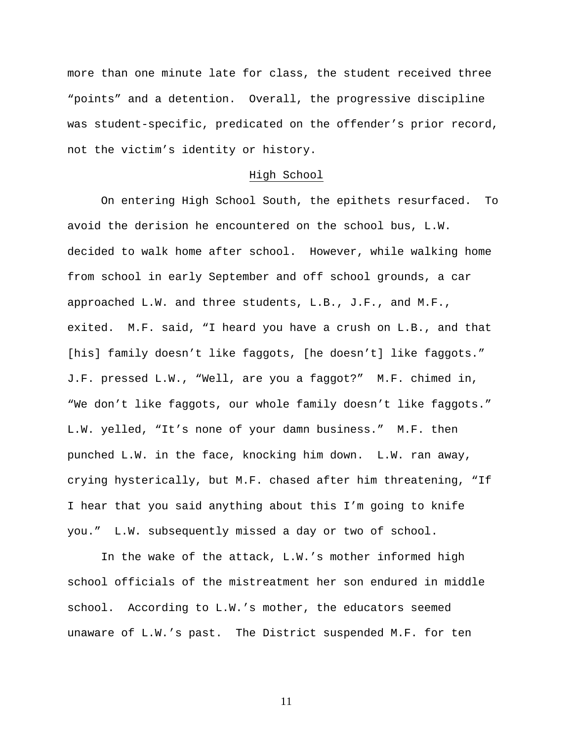more than one minute late for class, the student received three "points" and a detention. Overall, the progressive discipline was student-specific, predicated on the offender's prior record, not the victim's identity or history.

## High School

On entering High School South, the epithets resurfaced. To avoid the derision he encountered on the school bus, L.W. decided to walk home after school. However, while walking home from school in early September and off school grounds, a car approached L.W. and three students, L.B., J.F., and M.F., exited. M.F. said, "I heard you have a crush on L.B., and that [his] family doesn't like faggots, [he doesn't] like faggots." J.F. pressed L.W., "Well, are you a faggot?" M.F. chimed in, "We don't like faggots, our whole family doesn't like faggots." L.W. yelled, "It's none of your damn business." M.F. then punched L.W. in the face, knocking him down. L.W. ran away, crying hysterically, but M.F. chased after him threatening, "If I hear that you said anything about this I'm going to knife you." L.W. subsequently missed a day or two of school.

In the wake of the attack, L.W.'s mother informed high school officials of the mistreatment her son endured in middle school. According to L.W.'s mother, the educators seemed unaware of L.W.'s past. The District suspended M.F. for ten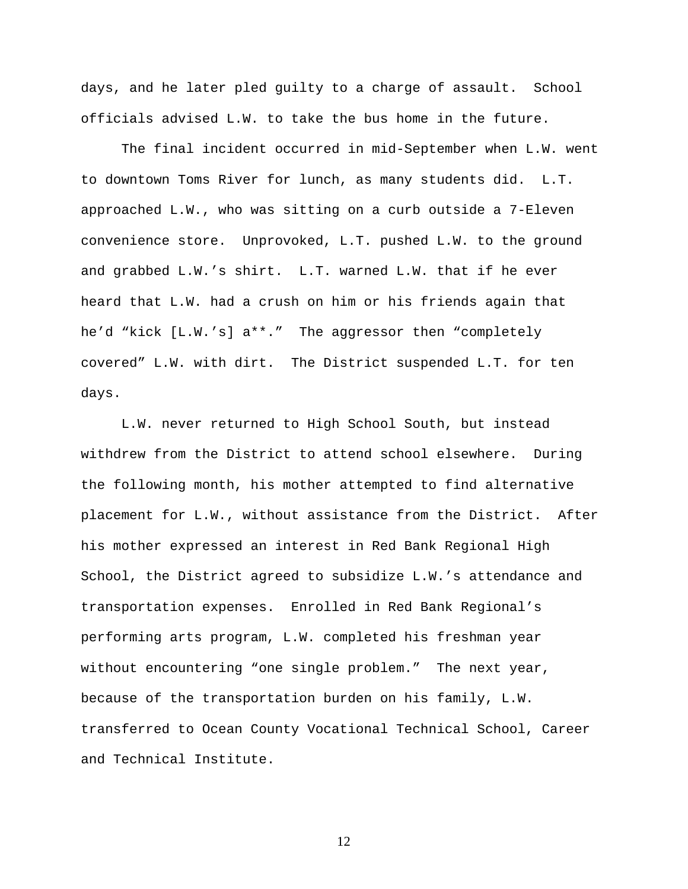days, and he later pled guilty to a charge of assault. School officials advised L.W. to take the bus home in the future.

The final incident occurred in mid-September when L.W. went to downtown Toms River for lunch, as many students did. L.T. approached L.W., who was sitting on a curb outside a 7-Eleven convenience store. Unprovoked, L.T. pushed L.W. to the ground and grabbed L.W.'s shirt. L.T. warned L.W. that if he ever heard that L.W. had a crush on him or his friends again that he'd "kick [L.W.'s] a**." The aggressor then "completely covered" L.W. with dirt. The District suspended L.T. for ten days.

L.W. never returned to High School South, but instead withdrew from the District to attend school elsewhere. During the following month, his mother attempted to find alternative placement for L.W., without assistance from the District. After his mother expressed an interest in Red Bank Regional High School, the District agreed to subsidize L.W.'s attendance and transportation expenses. Enrolled in Red Bank Regional's performing arts program, L.W. completed his freshman year without encountering "one single problem." The next year, because of the transportation burden on his family, L.W. transferred to Ocean County Vocational Technical School, Career and Technical Institute.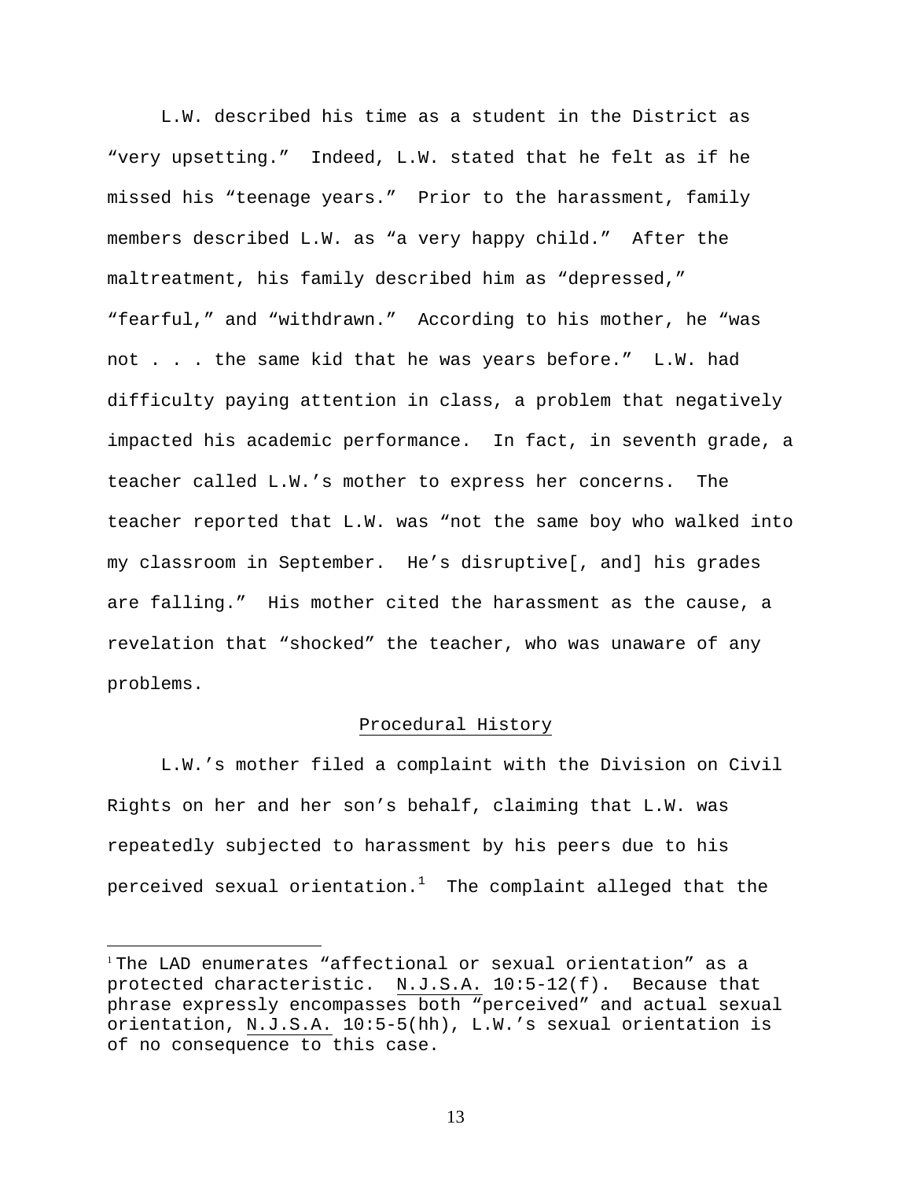L.W. described his time as a student in the District as "very upsetting." Indeed, L.W. stated that he felt as if he missed his "teenage years." Prior to the harassment, family members described L.W. as "a very happy child." After the maltreatment, his family described him as "depressed," "fearful," and "withdrawn." According to his mother, he "was not . . . the same kid that he was years before." L.W. had difficulty paying attention in class, a problem that negatively impacted his academic performance. In fact, in seventh grade, a teacher called L.W.'s mother to express her concerns. The teacher reported that L.W. was "not the same boy who walked into my classroom in September. He's disruptive[, and] his grades are falling." His mother cited the harassment as the cause, a revelation that "shocked" the teacher, who was unaware of any problems.

## Procedural History

L.W.'s mother filed a complaint with the Division on Civil Rights on her and her son's behalf, claiming that L.W. was repeatedly subjected to harassment by his peers due to his perceived sexual orientation.[1] The complaint alleged that the

---

[1] The LAD enumerates "affectional or sexual orientation" as a protected characteristic. N.J.S.A. 10:5-12(f). Because that phrase expressly encompasses both "perceived" and actual sexual orientation, N.J.S.A. 10:5-5(hh), L.W.'s sexual orientation is of no consequence to this case.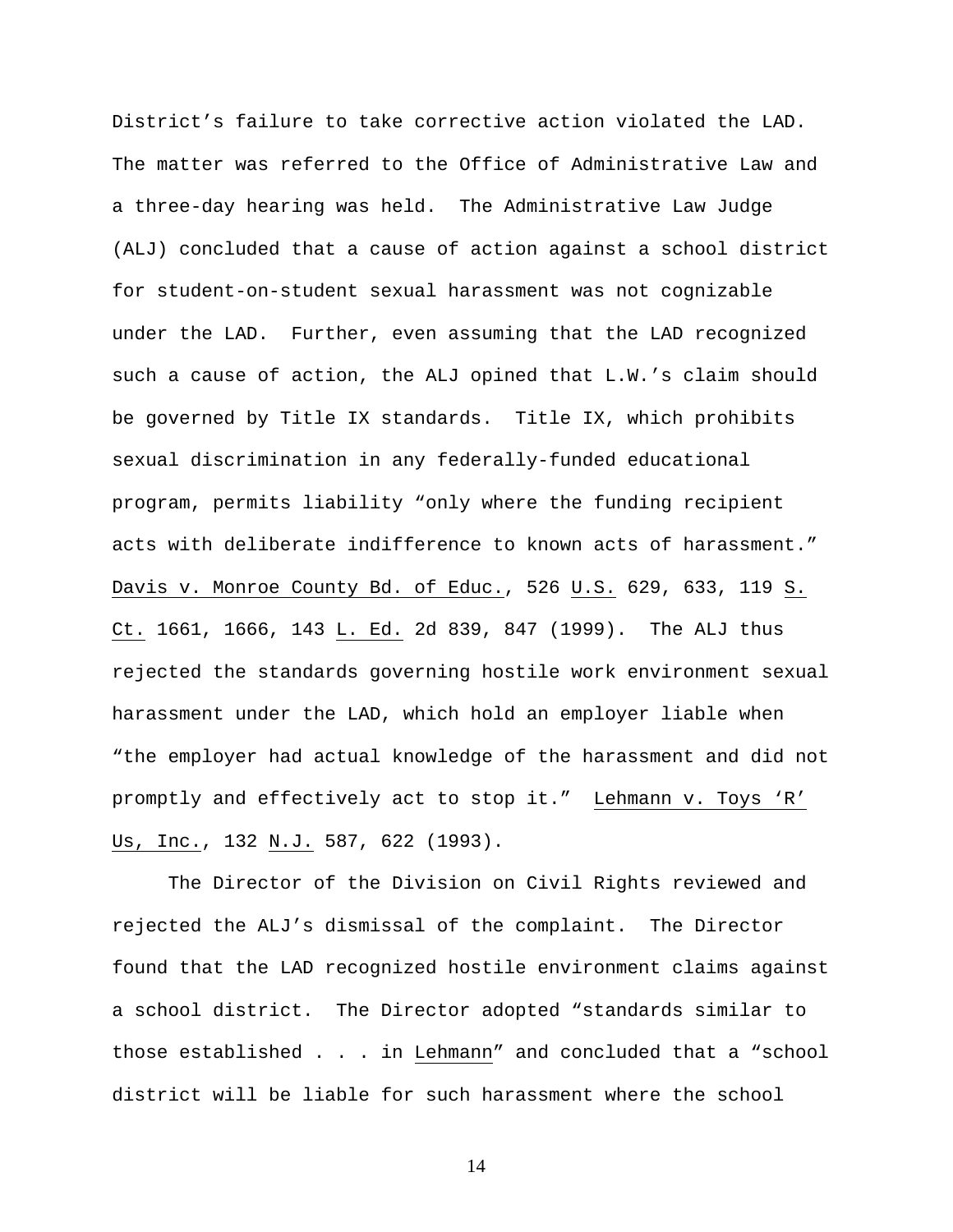District's failure to take corrective action violated the LAD. The matter was referred to the Office of Administrative Law and a three-day hearing was held. The Administrative Law Judge (ALJ) concluded that a cause of action against a school district for student-on-student sexual harassment was not cognizable under the LAD. Further, even assuming that the LAD recognized such a cause of action, the ALJ opined that L.W.'s claim should be governed by Title IX standards. Title IX, which prohibits sexual discrimination in any federally-funded educational program, permits liability "only where the funding recipient acts with deliberate indifference to known acts of harassment." Davis v. Monroe County Bd. of Educ., 526 U.S. 629, 633, 119 S. Ct. 1661, 1666, 143 L. Ed. 2d 839, 847 (1999). The ALJ thus rejected the standards governing hostile work environment sexual harassment under the LAD, which hold an employer liable when "the employer had actual knowledge of the harassment and did not promptly and effectively act to stop it." Lehmann v. Toys 'R' Us, Inc., 132 N.J. 587, 622 (1993).

The Director of the Division on Civil Rights reviewed and rejected the ALJ's dismissal of the complaint. The Director found that the LAD recognized hostile environment claims against a school district. The Director adopted "standards similar to those established . . . in Lehmann" and concluded that a "school district will be liable for such harassment where the school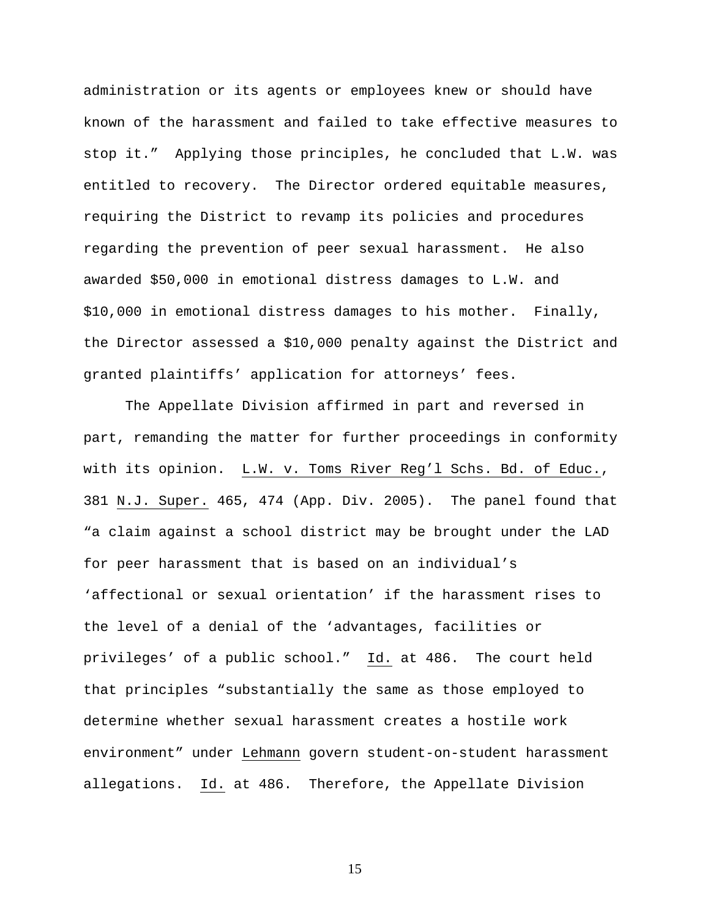administration or its agents or employees knew or should have known of the harassment and failed to take effective measures to stop it." Applying those principles, he concluded that L.W. was entitled to recovery. The Director ordered equitable measures, requiring the District to revamp its policies and procedures regarding the prevention of peer sexual harassment. He also awarded $50,000 in emotional distress damages to L.W. and $10,000 in emotional distress damages to his mother. Finally, the Director assessed a $10,000 penalty against the District and granted plaintiffs' application for attorneys' fees.

The Appellate Division affirmed in part and reversed in part, remanding the matter for further proceedings in conformity with its opinion. L.W. v. Toms River Reg'l Schs. Bd. of Educ., 381 N.J. Super. 465, 474 (App. Div. 2005). The panel found that "a claim against a school district may be brought under the LAD for peer harassment that is based on an individual's 'affectional or sexual orientation' if the harassment rises to the level of a denial of the 'advantages, facilities or privileges' of a public school." Id. at 486. The court held that principles "substantially the same as those employed to determine whether sexual harassment creates a hostile work environment" under Lehmann govern student-on-student harassment allegations. Id. at 486. Therefore, the Appellate Division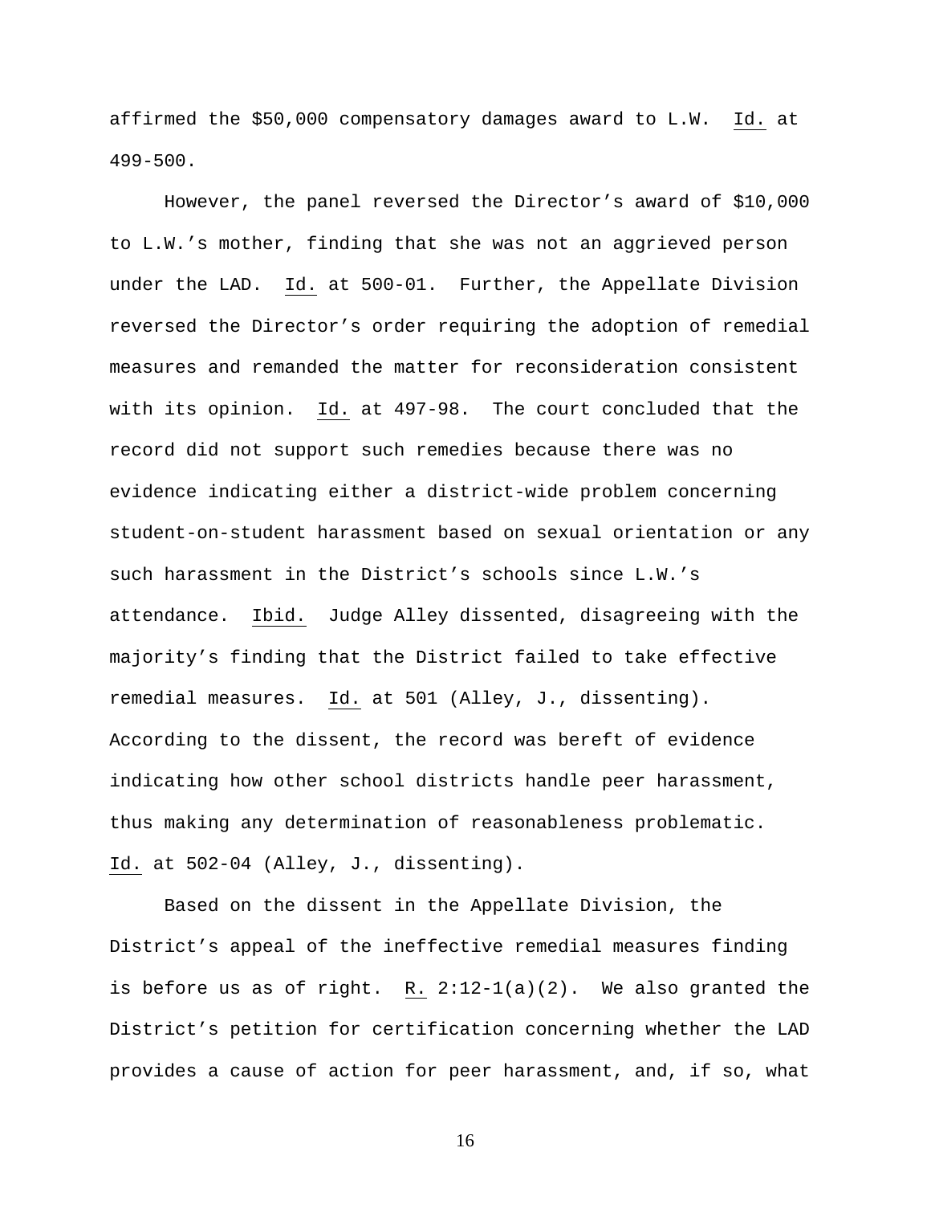affirmed the $50,000 compensatory damages award to L.W. Id. at 499-500.

However, the panel reversed the Director's award of $10,000 to L.W.'s mother, finding that she was not an aggrieved person under the LAD. Id. at 500-01. Further, the Appellate Division reversed the Director's order requiring the adoption of remedial measures and remanded the matter for reconsideration consistent with its opinion. Id. at 497-98. The court concluded that the record did not support such remedies because there was no evidence indicating either a district-wide problem concerning student-on-student harassment based on sexual orientation or any such harassment in the District's schools since L.W.'s attendance. Ibid. Judge Alley dissented, disagreeing with the majority's finding that the District failed to take effective remedial measures. Id. at 501 (Alley, J., dissenting). According to the dissent, the record was bereft of evidence indicating how other school districts handle peer harassment, thus making any determination of reasonableness problematic. Id. at 502-04 (Alley, J., dissenting).

Based on the dissent in the Appellate Division, the District's appeal of the ineffective remedial measures finding is before us as of right. R. 2:12-1(a)(2). We also granted the District's petition for certification concerning whether the LAD provides a cause of action for peer harassment, and, if so, what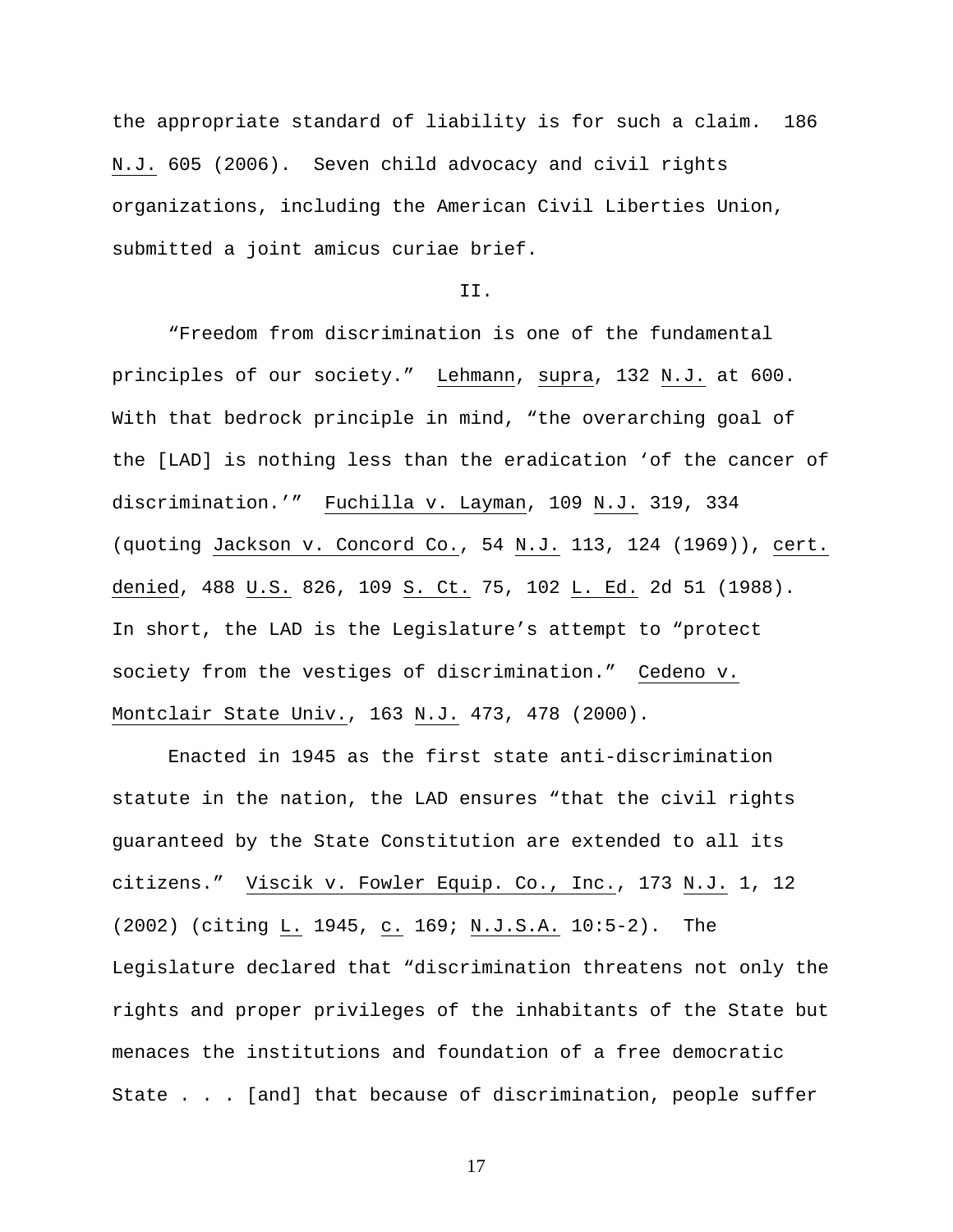the appropriate standard of liability is for such a claim. 186 N.J. 605 (2006). Seven child advocacy and civil rights organizations, including the American Civil Liberties Union, submitted a joint amicus curiae brief.

## II.

"Freedom from discrimination is one of the fundamental principles of our society." Lehmann, supra, 132 N.J. at 600. With that bedrock principle in mind, "the overarching goal of the [LAD] is nothing less than the eradication 'of the cancer of discrimination.'" Fuchilla v. Layman, 109 N.J. 319, 334 (quoting Jackson v. Concord Co., 54 N.J. 113, 124 (1969)), cert. denied, 488 U.S. 826, 109 S. Ct. 75, 102 L. Ed. 2d 51 (1988). In short, the LAD is the Legislature's attempt to "protect society from the vestiges of discrimination." Cedeno v. Montclair State Univ., 163 N.J. 473, 478 (2000).

Enacted in 1945 as the first state anti-discrimination statute in the nation, the LAD ensures "that the civil rights guaranteed by the State Constitution are extended to all its citizens." Viscik v. Fowler Equip. Co., Inc., 173 N.J. 1, 12 (2002) (citing L. 1945, c. 169; N.J.S.A. 10:5-2). The Legislature declared that "discrimination threatens not only the rights and proper privileges of the inhabitants of the State but menaces the institutions and foundation of a free democratic State . . . [and] that because of discrimination, people suffer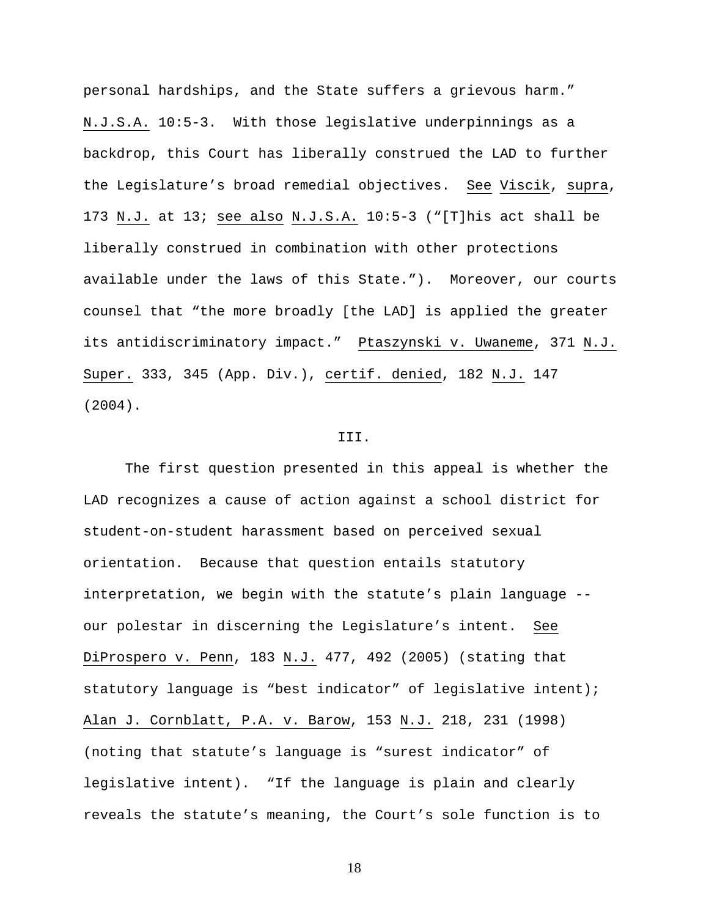personal hardships, and the State suffers a grievous harm." N.J.S.A. 10:5-3. With those legislative underpinnings as a backdrop, this Court has liberally construed the LAD to further the Legislature's broad remedial objectives. See Viscik, supra, 173 N.J. at 13; see also N.J.S.A. 10:5-3 ("[T]his act shall be liberally construed in combination with other protections available under the laws of this State."). Moreover, our courts counsel that "the more broadly [the LAD] is applied the greater its antidiscriminatory impact." Ptaszynski v. Uwaneme, 371 N.J. Super. 333, 345 (App. Div.), certif. denied, 182 N.J. 147 (2004).

## III.

The first question presented in this appeal is whether the LAD recognizes a cause of action against a school district for student-on-student harassment based on perceived sexual orientation. Because that question entails statutory interpretation, we begin with the statute's plain language -- our polestar in discerning the Legislature's intent. See DiProspero v. Penn, 183 N.J. 477, 492 (2005) (stating that statutory language is "best indicator" of legislative intent); Alan J. Cornblatt, P.A. v. Barow, 153 N.J. 218, 231 (1998) (noting that statute's language is "surest indicator" of legislative intent). "If the language is plain and clearly reveals the statute's meaning, the Court's sole function is to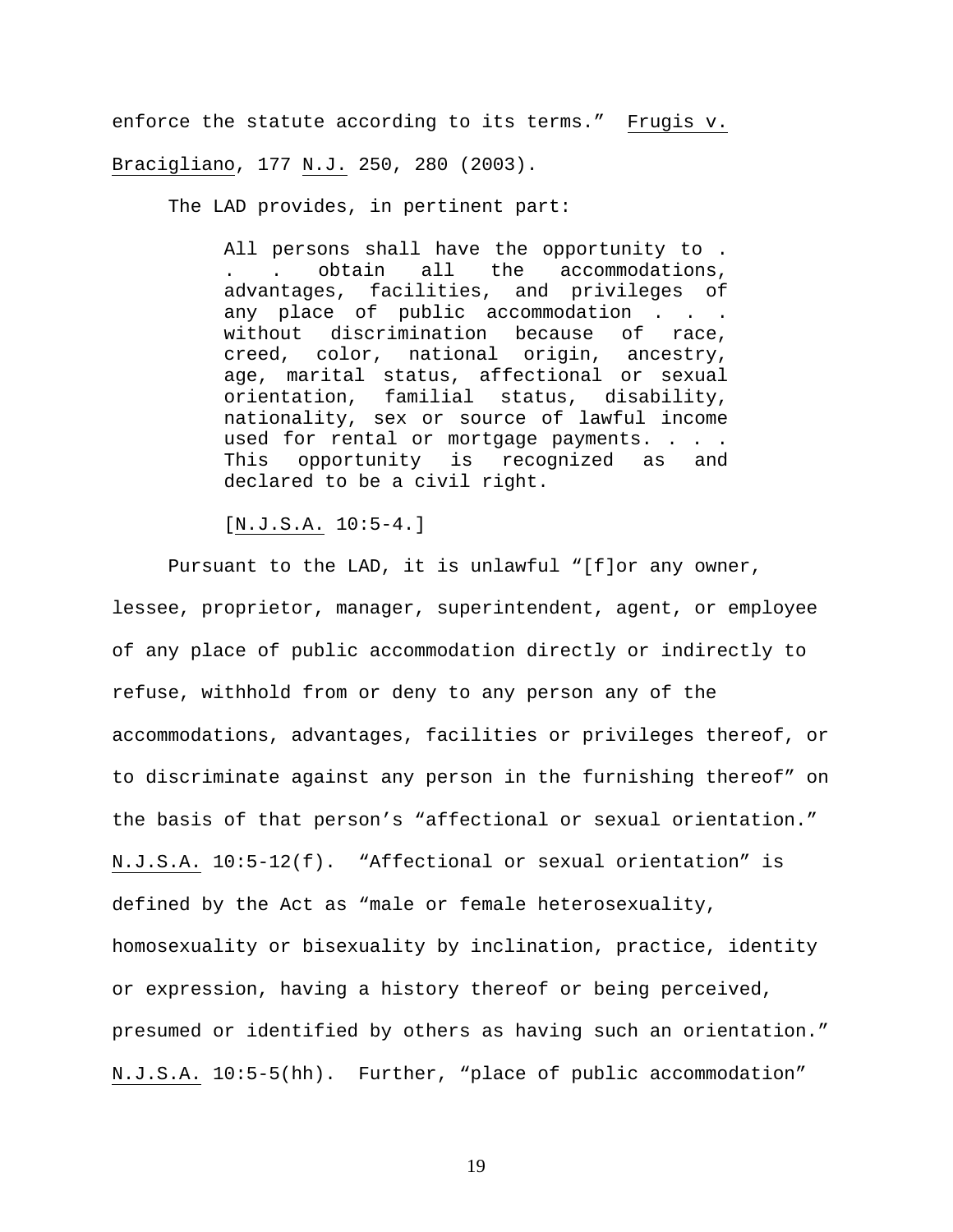enforce the statute according to its terms." Frugis v. Bracigliano, 177 N.J. 250, 280 (2003).

The LAD provides, in pertinent part:

> All persons shall have the opportunity to . . . obtain all the accommodations, advantages, facilities, and privileges of any place of public accommodation . . . without discrimination because of race, creed, color, national origin, ancestry, age, marital status, affectional or sexual orientation, familial status, disability, nationality, sex or source of lawful income used for rental or mortgage payments. . . . This opportunity is recognized as and declared to be a civil right.
>
> [N.J.S.A. 10:5-4.]

Pursuant to the LAD, it is unlawful "[f]or any owner, lessee, proprietor, manager, superintendent, agent, or employee of any place of public accommodation directly or indirectly to refuse, withhold from or deny to any person any of the accommodations, advantages, facilities or privileges thereof, or to discriminate against any person in the furnishing thereof" on the basis of that person's "affectional or sexual orientation." N.J.S.A. 10:5-12(f). "Affectional or sexual orientation" is defined by the Act as "male or female heterosexuality, homosexuality or bisexuality by inclination, practice, identity or expression, having a history thereof or being perceived, presumed or identified by others as having such an orientation." N.J.S.A. 10:5-5(hh). Further, "place of public accommodation"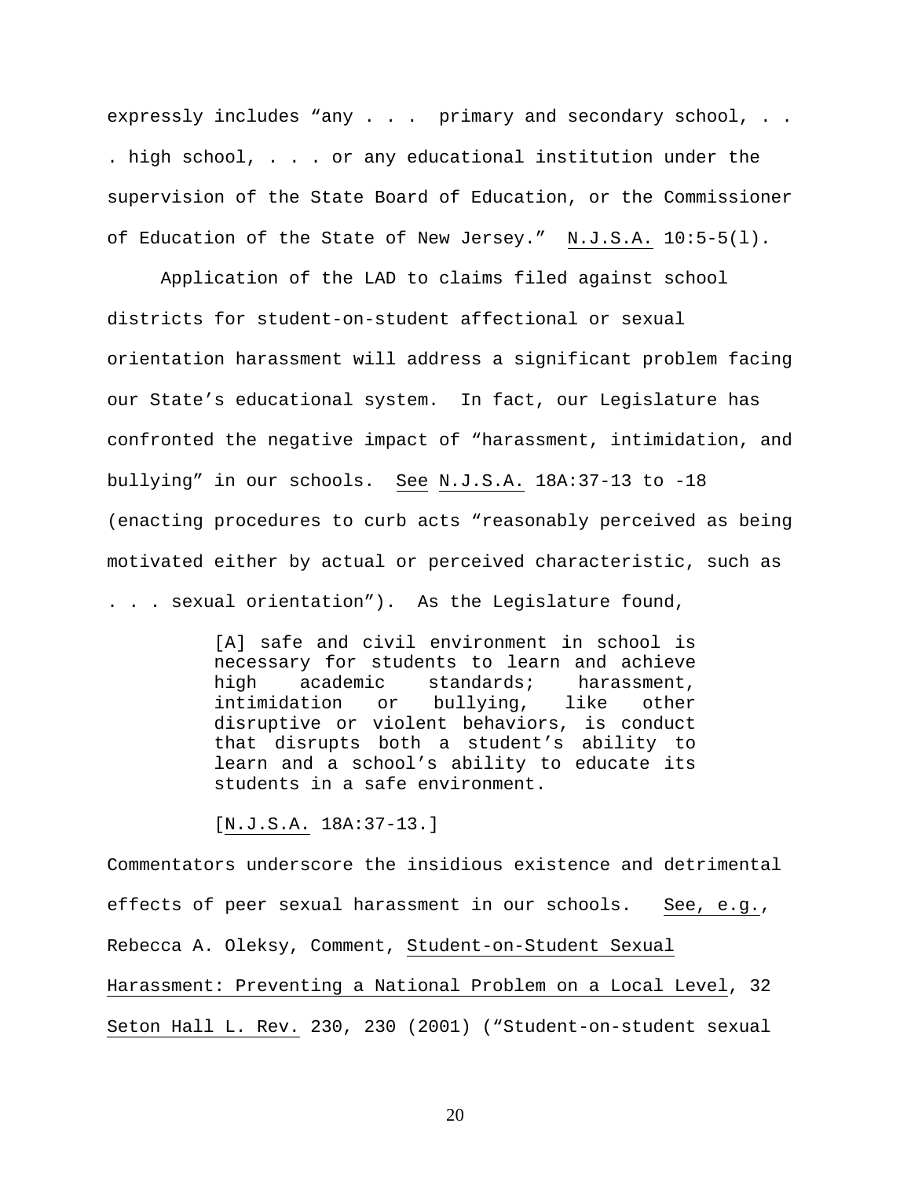expressly includes "any . . . primary and secondary school, . . . high school, . . . or any educational institution under the supervision of the State Board of Education, or the Commissioner of Education of the State of New Jersey." N.J.S.A. 10:5-5(l).

Application of the LAD to claims filed against school districts for student-on-student affectional or sexual orientation harassment will address a significant problem facing our State's educational system. In fact, our Legislature has confronted the negative impact of "harassment, intimidation, and bullying" in our schools. *See* N.J.S.A. 18A:37-13 to -18 (enacting procedures to curb acts "reasonably perceived as being motivated either by actual or perceived characteristic, such as . . . sexual orientation"). As the Legislature found,

> [A] safe and civil environment in school is necessary for students to learn and achieve high academic standards; harassment, intimidation or bullying, like other disruptive or violent behaviors, is conduct that disrupts both a student's ability to learn and a school's ability to educate its students in a safe environment.
>
> [N.J.S.A. 18A:37-13.]

Commentators underscore the insidious existence and detrimental effects of peer sexual harassment in our schools. *See, e.g.*, Rebecca A. Oleksy, Comment, *Student-on-Student Sexual Harassment: Preventing a National Problem on a Local Level*, 32 *Seton Hall L. Rev.* 230, 230 (2001) ("Student-on-student sexual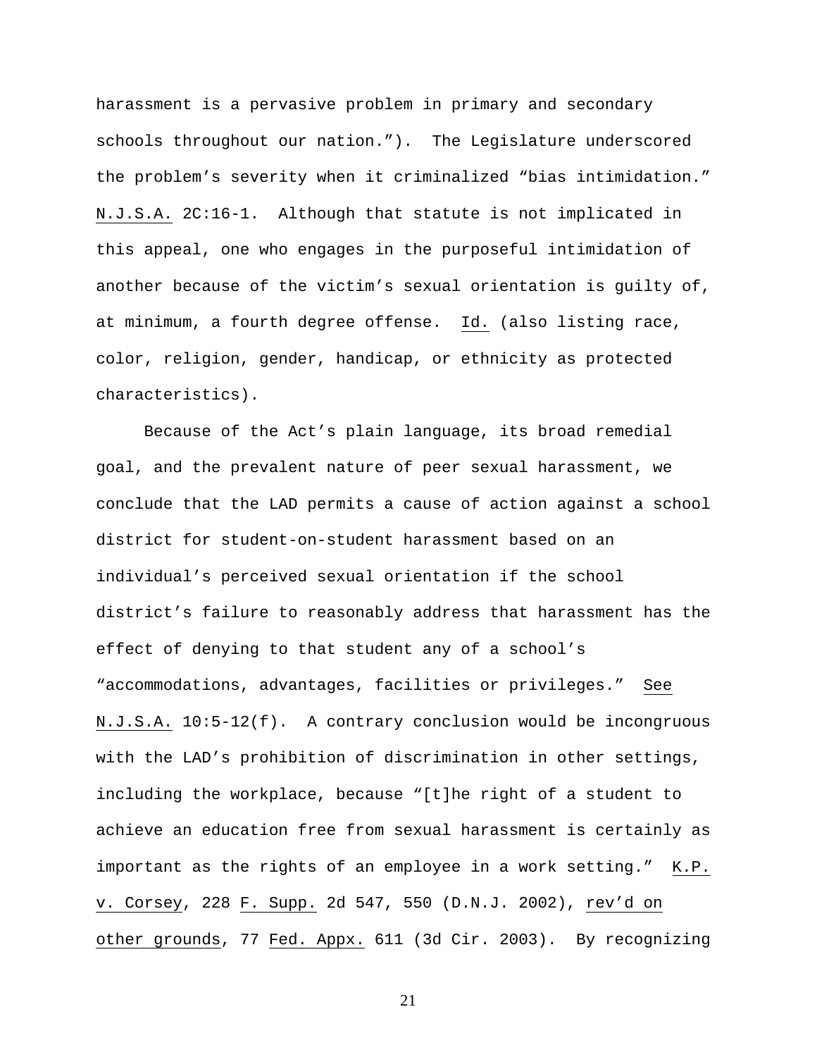harassment is a pervasive problem in primary and secondary schools throughout our nation."). The Legislature underscored the problem's severity when it criminalized "bias intimidation." N.J.S.A. 2C:16-1. Although that statute is not implicated in this appeal, one who engages in the purposeful intimidation of another because of the victim's sexual orientation is guilty of, at minimum, a fourth degree offense. Id. (also listing race, color, religion, gender, handicap, or ethnicity as protected characteristics).

Because of the Act's plain language, its broad remedial goal, and the prevalent nature of peer sexual harassment, we conclude that the LAD permits a cause of action against a school district for student-on-student harassment based on an individual's perceived sexual orientation if the school district's failure to reasonably address that harassment has the effect of denying to that student any of a school's "accommodations, advantages, facilities or privileges." See N.J.S.A. 10:5-12(f). A contrary conclusion would be incongruous with the LAD's prohibition of discrimination in other settings, including the workplace, because "[t]he right of a student to achieve an education free from sexual harassment is certainly as important as the rights of an employee in a work setting." K.P. v. Corsey, 228 F. Supp. 2d 547, 550 (D.N.J. 2002), rev'd on other grounds, 77 Fed. Appx. 611 (3d Cir. 2003). By recognizing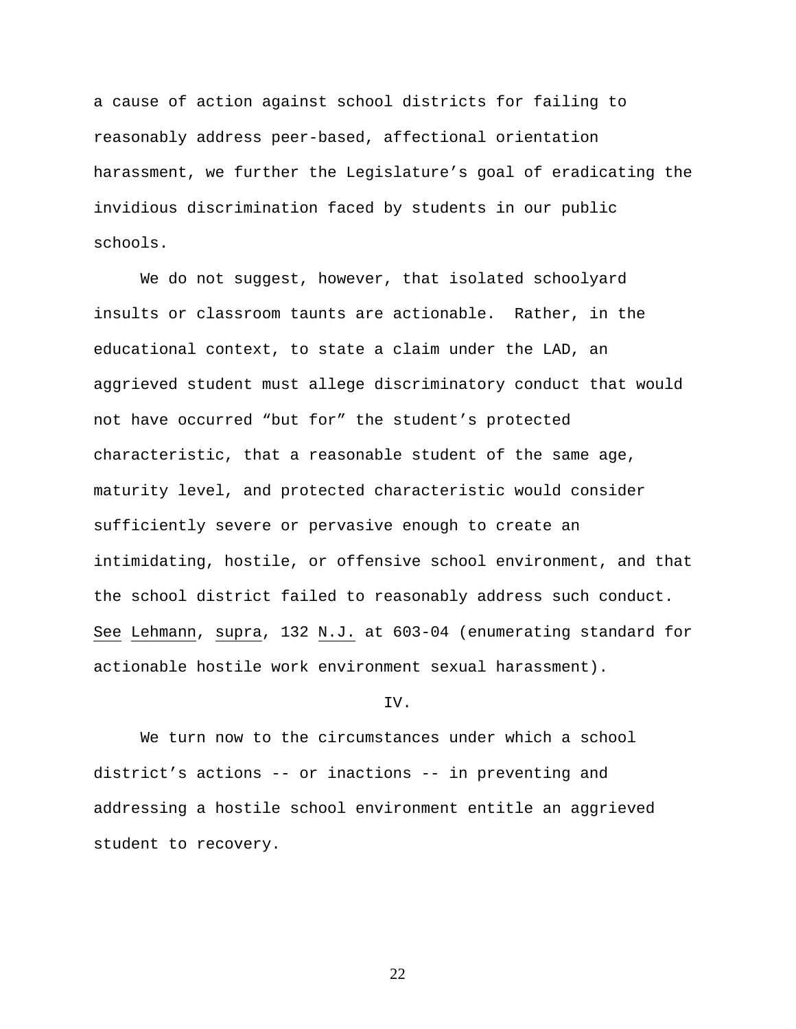a cause of action against school districts for failing to reasonably address peer-based, affectional orientation harassment, we further the Legislature's goal of eradicating the invidious discrimination faced by students in our public schools.

We do not suggest, however, that isolated schoolyard insults or classroom taunts are actionable. Rather, in the educational context, to state a claim under the LAD, an aggrieved student must allege discriminatory conduct that would not have occurred "but for" the student's protected characteristic, that a reasonable student of the same age, maturity level, and protected characteristic would consider sufficiently severe or pervasive enough to create an intimidating, hostile, or offensive school environment, and that the school district failed to reasonably address such conduct. See Lehmann, supra, 132 N.J. at 603-04 (enumerating standard for actionable hostile work environment sexual harassment).

## IV.

We turn now to the circumstances under which a school district's actions -- or inactions -- in preventing and addressing a hostile school environment entitle an aggrieved student to recovery.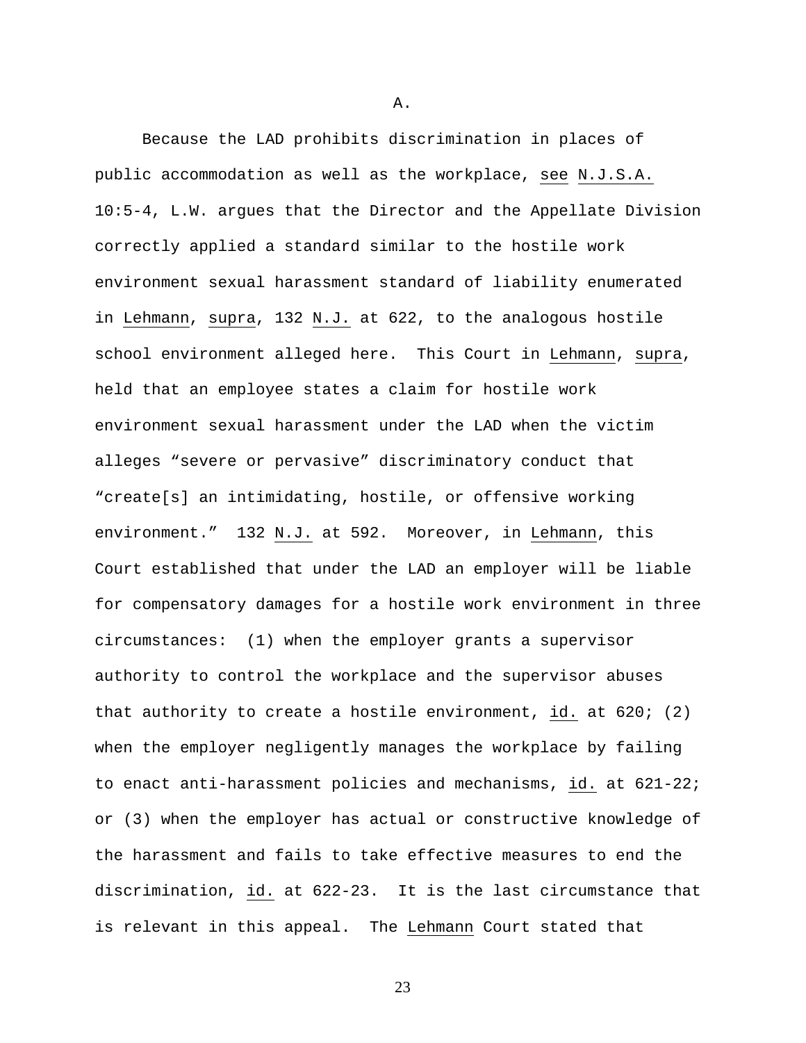A.

Because the LAD prohibits discrimination in places of public accommodation as well as the workplace, see N.J.S.A. 10:5-4, L.W. argues that the Director and the Appellate Division correctly applied a standard similar to the hostile work environment sexual harassment standard of liability enumerated in Lehmann, supra, 132 N.J. at 622, to the analogous hostile school environment alleged here. This Court in Lehmann, supra, held that an employee states a claim for hostile work environment sexual harassment under the LAD when the victim alleges "severe or pervasive" discriminatory conduct that "create[s] an intimidating, hostile, or offensive working environment." 132 N.J. at 592. Moreover, in Lehmann, this Court established that under the LAD an employer will be liable for compensatory damages for a hostile work environment in three circumstances: (1) when the employer grants a supervisor authority to control the workplace and the supervisor abuses that authority to create a hostile environment, id. at 620; (2) when the employer negligently manages the workplace by failing to enact anti-harassment policies and mechanisms, id. at 621-22; or (3) when the employer has actual or constructive knowledge of the harassment and fails to take effective measures to end the discrimination, id. at 622-23. It is the last circumstance that is relevant in this appeal. The Lehmann Court stated that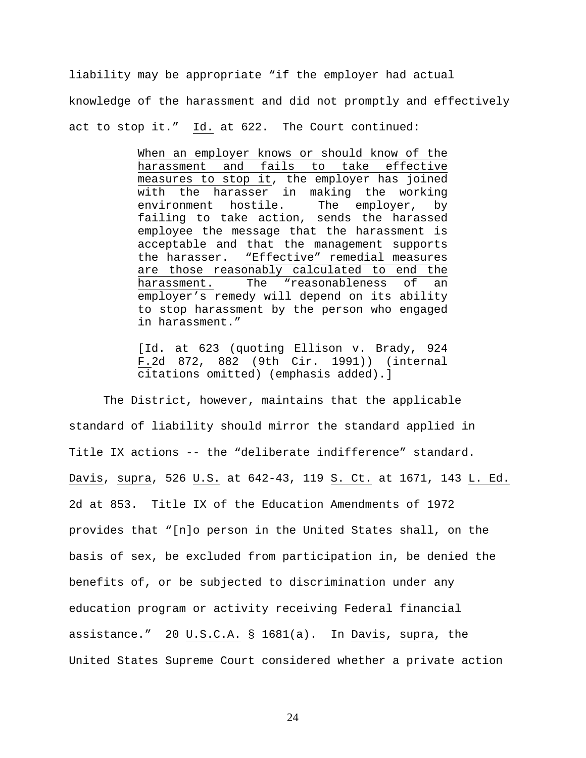liability may be appropriate "if the employer had actual knowledge of the harassment and did not promptly and effectively act to stop it." Id. at 622. The Court continued:

> When an employer knows or should know of the harassment and fails to take effective measures to stop it, the employer has joined with the harasser in making the working environment hostile. The employer, by failing to take action, sends the harassed employee the message that the harassment is acceptable and that the management supports the harasser. "Effective" remedial measures are those reasonably calculated to end the harassment. The "reasonableness of an employer's remedy will depend on its ability to stop harassment by the person who engaged in harassment."
>
> [Id. at 623 (quoting Ellison v. Brady, 924 F.2d 872, 882 (9th Cir. 1991)) (internal citations omitted) (emphasis added).]

The District, however, maintains that the applicable standard of liability should mirror the standard applied in Title IX actions -- the "deliberate indifference" standard. Davis, supra, 526 U.S. at 642-43, 119 S. Ct. at 1671, 143 L. Ed. 2d at 853. Title IX of the Education Amendments of 1972 provides that "[n]o person in the United States shall, on the basis of sex, be excluded from participation in, be denied the benefits of, or be subjected to discrimination under any education program or activity receiving Federal financial assistance." 20 U.S.C.A. § 1681(a). In Davis, supra, the United States Supreme Court considered whether a private action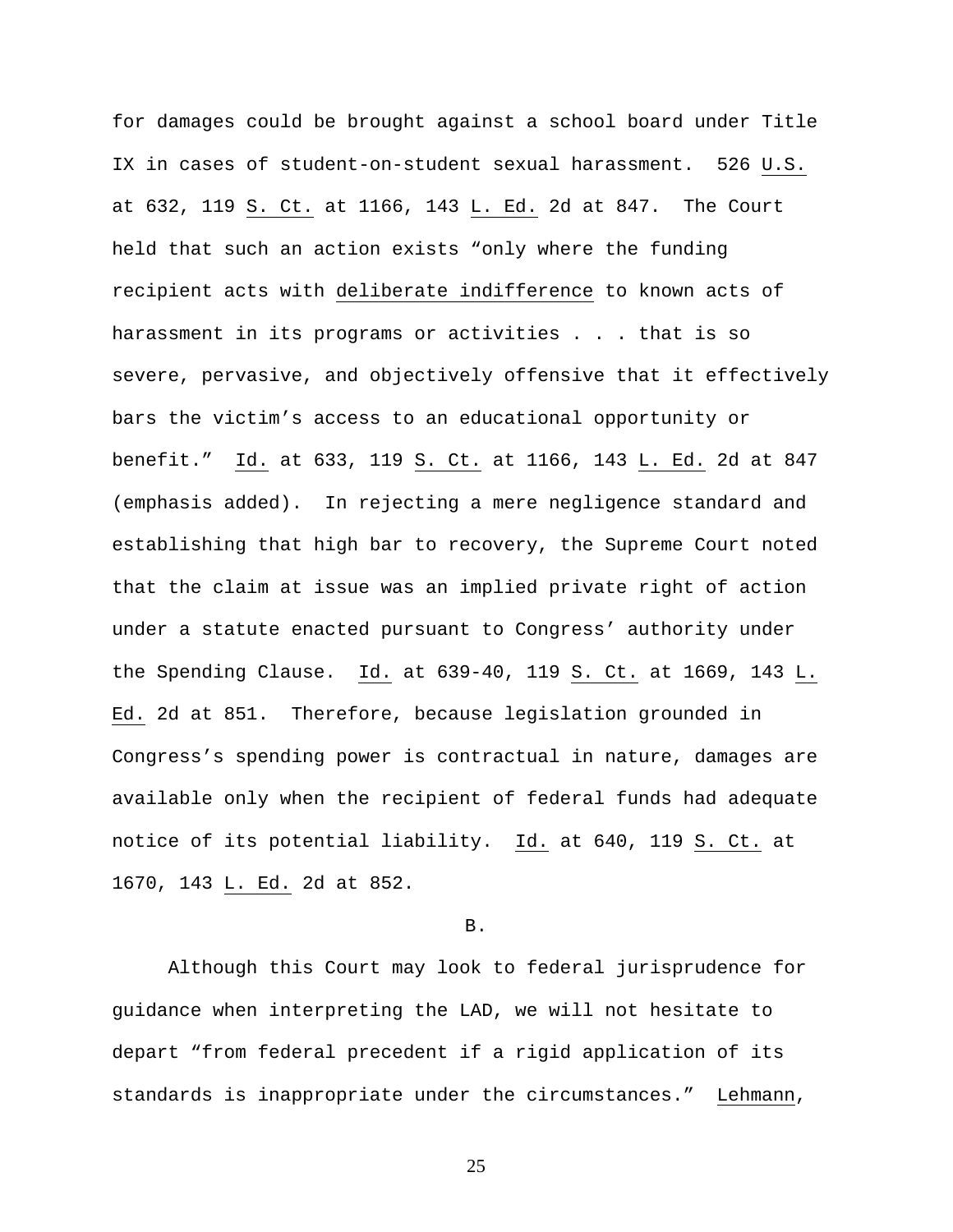for damages could be brought against a school board under Title IX in cases of student-on-student sexual harassment. 526 U.S. at 632, 119 S. Ct. at 1166, 143 L. Ed. 2d at 847. The Court held that such an action exists "only where the funding recipient acts with deliberate indifference to known acts of harassment in its programs or activities . . . that is so severe, pervasive, and objectively offensive that it effectively bars the victim's access to an educational opportunity or benefit." Id. at 633, 119 S. Ct. at 1166, 143 L. Ed. 2d at 847 (emphasis added). In rejecting a mere negligence standard and establishing that high bar to recovery, the Supreme Court noted that the claim at issue was an implied private right of action under a statute enacted pursuant to Congress' authority under the Spending Clause. Id. at 639-40, 119 S. Ct. at 1669, 143 L. Ed. 2d at 851. Therefore, because legislation grounded in Congress's spending power is contractual in nature, damages are available only when the recipient of federal funds had adequate notice of its potential liability. Id. at 640, 119 S. Ct. at 1670, 143 L. Ed. 2d at 852.

B.

Although this Court may look to federal jurisprudence for guidance when interpreting the LAD, we will not hesitate to depart "from federal precedent if a rigid application of its standards is inappropriate under the circumstances." Lehmann,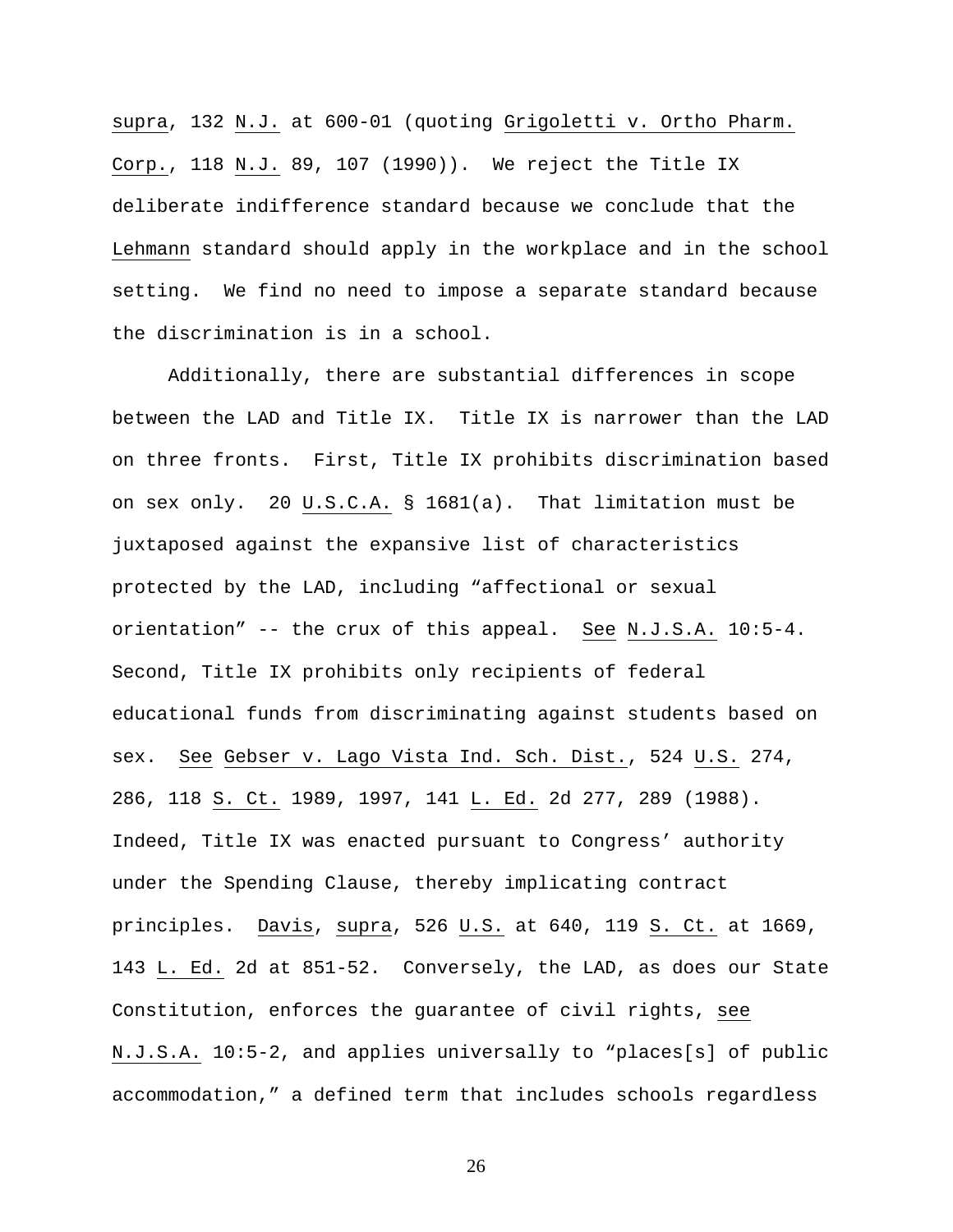supra, 132 N.J. at 600-01 (quoting Grigoletti v. Ortho Pharm. Corp., 118 N.J. 89, 107 (1990)). We reject the Title IX deliberate indifference standard because we conclude that the Lehmann standard should apply in the workplace and in the school setting. We find no need to impose a separate standard because the discrimination is in a school.

Additionally, there are substantial differences in scope between the LAD and Title IX. Title IX is narrower than the LAD on three fronts. First, Title IX prohibits discrimination based on sex only. 20 U.S.C.A. § 1681(a). That limitation must be juxtaposed against the expansive list of characteristics protected by the LAD, including "affectional or sexual orientation" -- the crux of this appeal. See N.J.S.A. 10:5-4. Second, Title IX prohibits only recipients of federal educational funds from discriminating against students based on sex. See Gebser v. Lago Vista Ind. Sch. Dist., 524 U.S. 274, 286, 118 S. Ct. 1989, 1997, 141 L. Ed. 2d 277, 289 (1988). Indeed, Title IX was enacted pursuant to Congress' authority under the Spending Clause, thereby implicating contract principles. Davis, supra, 526 U.S. at 640, 119 S. Ct. at 1669, 143 L. Ed. 2d at 851-52. Conversely, the LAD, as does our State Constitution, enforces the guarantee of civil rights, see N.J.S.A. 10:5-2, and applies universally to "places[s] of public accommodation," a defined term that includes schools regardless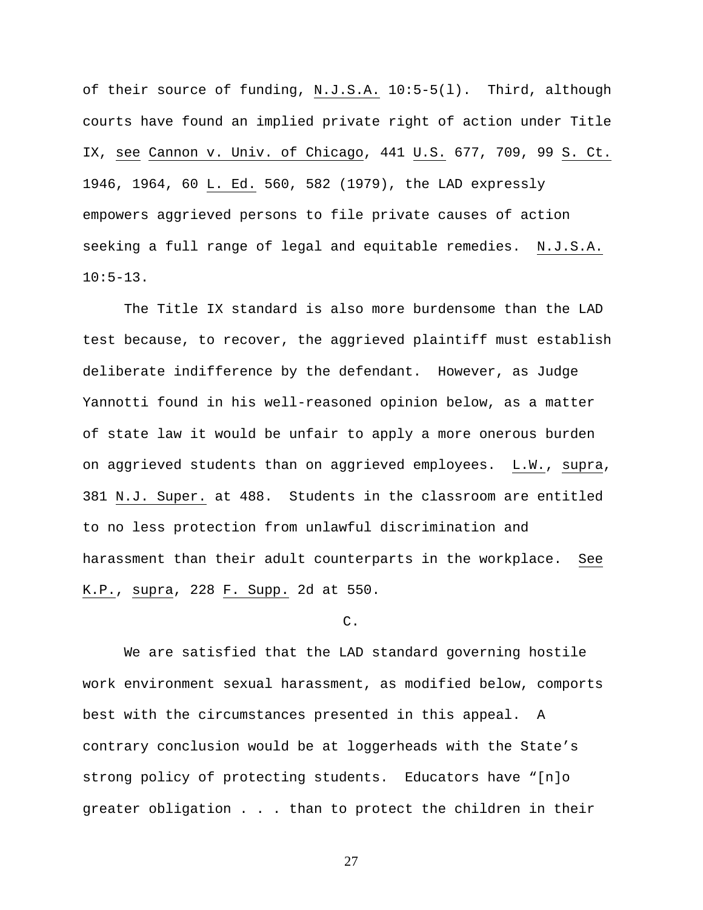of their source of funding, N.J.S.A. 10:5-5(l). Third, although courts have found an implied private right of action under Title IX, see Cannon v. Univ. of Chicago, 441 U.S. 677, 709, 99 S. Ct. 1946, 1964, 60 L. Ed. 560, 582 (1979), the LAD expressly empowers aggrieved persons to file private causes of action seeking a full range of legal and equitable remedies. N.J.S.A. 10:5-13.

The Title IX standard is also more burdensome than the LAD test because, to recover, the aggrieved plaintiff must establish deliberate indifference by the defendant. However, as Judge Yannotti found in his well-reasoned opinion below, as a matter of state law it would be unfair to apply a more onerous burden on aggrieved students than on aggrieved employees. L.W., supra, 381 N.J. Super. at 488. Students in the classroom are entitled to no less protection from unlawful discrimination and harassment than their adult counterparts in the workplace. See K.P., supra, 228 F. Supp. 2d at 550.

C.

We are satisfied that the LAD standard governing hostile work environment sexual harassment, as modified below, comports best with the circumstances presented in this appeal. A contrary conclusion would be at loggerheads with the State's strong policy of protecting students. Educators have "[n]o greater obligation . . . than to protect the children in their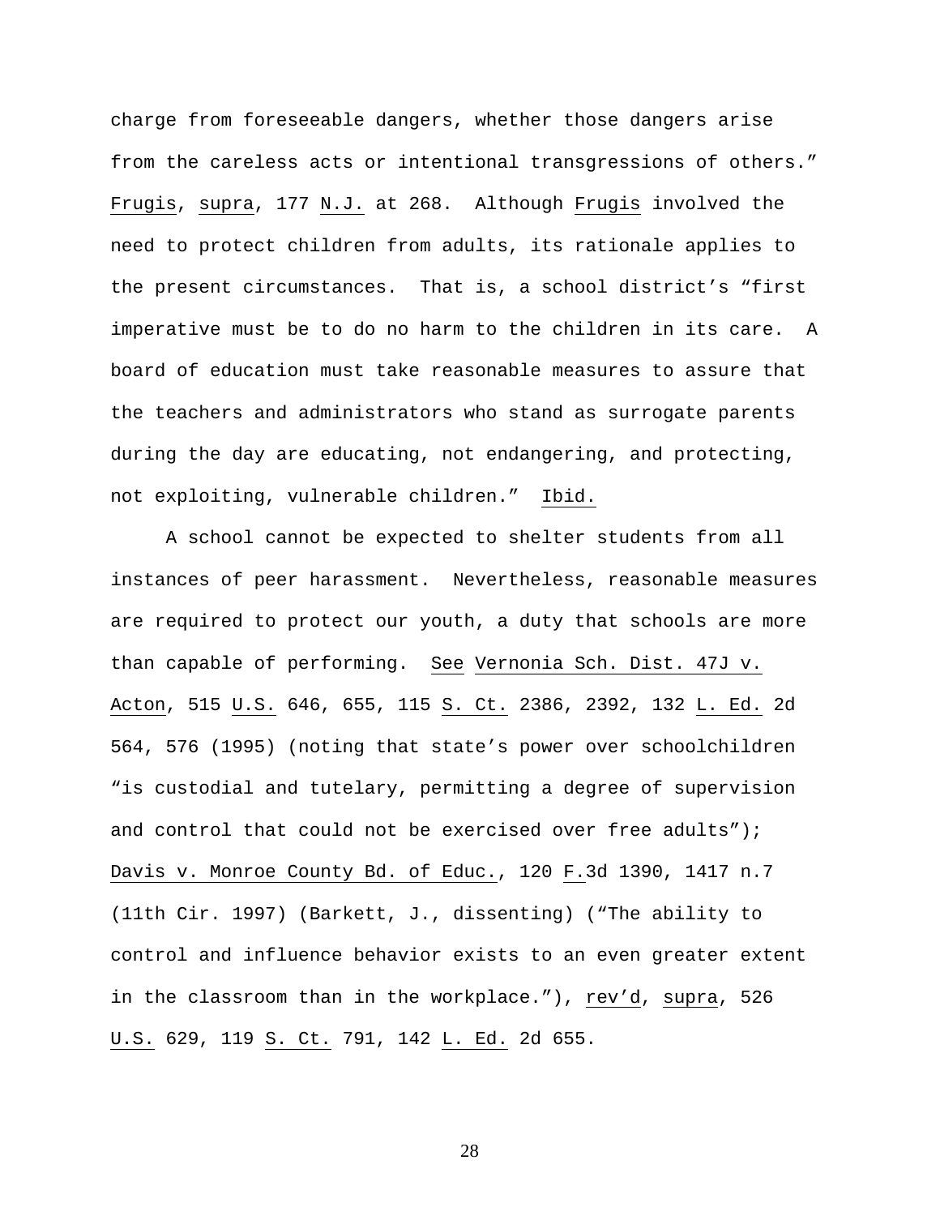charge from foreseeable dangers, whether those dangers arise from the careless acts or intentional transgressions of others." Frugis, supra, 177 N.J. at 268. Although Frugis involved the need to protect children from adults, its rationale applies to the present circumstances. That is, a school district's "first imperative must be to do no harm to the children in its care. A board of education must take reasonable measures to assure that the teachers and administrators who stand as surrogate parents during the day are educating, not endangering, and protecting, not exploiting, vulnerable children." Ibid.

A school cannot be expected to shelter students from all instances of peer harassment. Nevertheless, reasonable measures are required to protect our youth, a duty that schools are more than capable of performing. See Vernonia Sch. Dist. 47J v. Acton, 515 U.S. 646, 655, 115 S. Ct. 2386, 2392, 132 L. Ed. 2d 564, 576 (1995) (noting that state's power over schoolchildren "is custodial and tutelary, permitting a degree of supervision and control that could not be exercised over free adults"); Davis v. Monroe County Bd. of Educ., 120 F.3d 1390, 1417 n.7 (11th Cir. 1997) (Barkett, J., dissenting) ("The ability to control and influence behavior exists to an even greater extent in the classroom than in the workplace."), rev'd, supra, 526 U.S. 629, 119 S. Ct. 791, 142 L. Ed. 2d 655.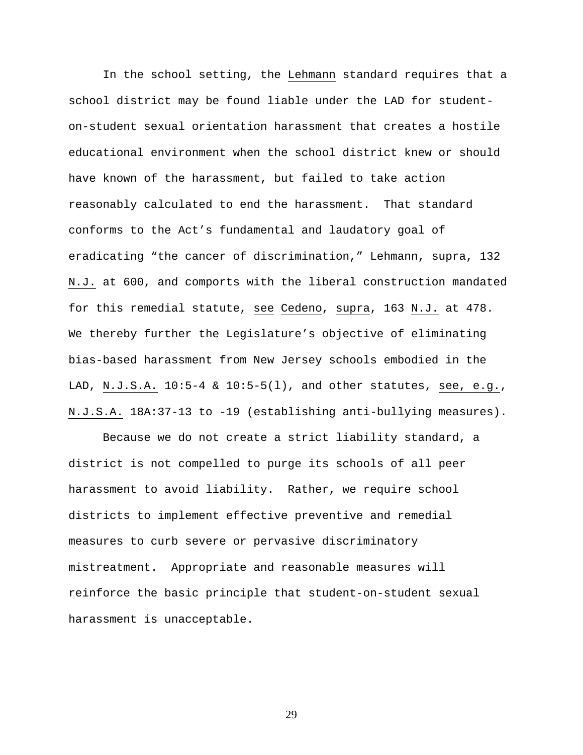In the school setting, the Lehmann standard requires that a school district may be found liable under the LAD for student-on-student sexual orientation harassment that creates a hostile educational environment when the school district knew or should have known of the harassment, but failed to take action reasonably calculated to end the harassment. That standard conforms to the Act's fundamental and laudatory goal of eradicating "the cancer of discrimination," Lehmann, supra, 132 N.J. at 600, and comports with the liberal construction mandated for this remedial statute, see Cedeno, supra, 163 N.J. at 478. We thereby further the Legislature's objective of eliminating bias-based harassment from New Jersey schools embodied in the LAD, N.J.S.A. 10:5-4 & 10:5-5(l), and other statutes, see, e.g., N.J.S.A. 18A:37-13 to -19 (establishing anti-bullying measures).

Because we do not create a strict liability standard, a district is not compelled to purge its schools of all peer harassment to avoid liability. Rather, we require school districts to implement effective preventive and remedial measures to curb severe or pervasive discriminatory mistreatment. Appropriate and reasonable measures will reinforce the basic principle that student-on-student sexual harassment is unacceptable.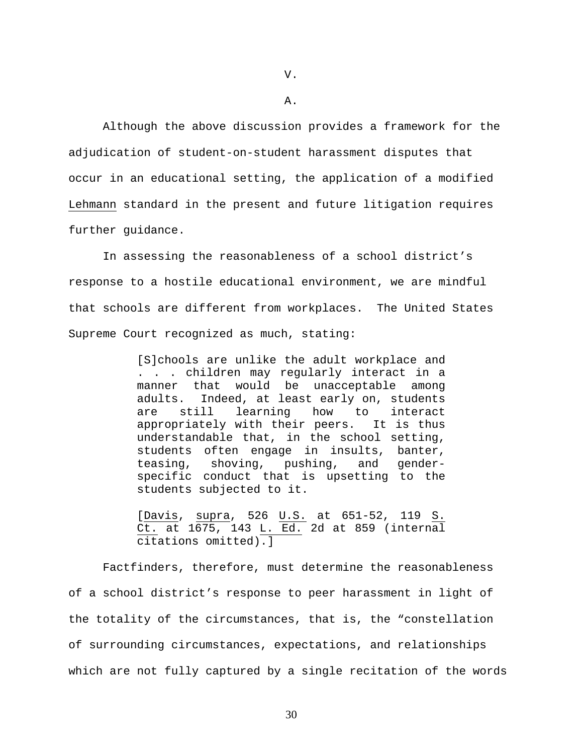## V.

### A.

Although the above discussion provides a framework for the adjudication of student-on-student harassment disputes that occur in an educational setting, the application of a modified Lehmann standard in the present and future litigation requires further guidance.

In assessing the reasonableness of a school district's response to a hostile educational environment, we are mindful that schools are different from workplaces. The United States Supreme Court recognized as much, stating:

> [S]chools are unlike the adult workplace and . . . children may regularly interact in a manner that would be unacceptable among adults. Indeed, at least early on, students are still learning how to interact appropriately with their peers. It is thus understandable that, in the school setting, students often engage in insults, banter, teasing, shoving, pushing, and gender-specific conduct that is upsetting to the students subjected to it.
>
> [Davis, supra, 526 U.S. at 651-52, 119 S. Ct. at 1675, 143 L. Ed. 2d at 859 (internal citations omitted).]

Factfinders, therefore, must determine the reasonableness of a school district's response to peer harassment in light of the totality of the circumstances, that is, the "constellation of surrounding circumstances, expectations, and relationships which are not fully captured by a single recitation of the words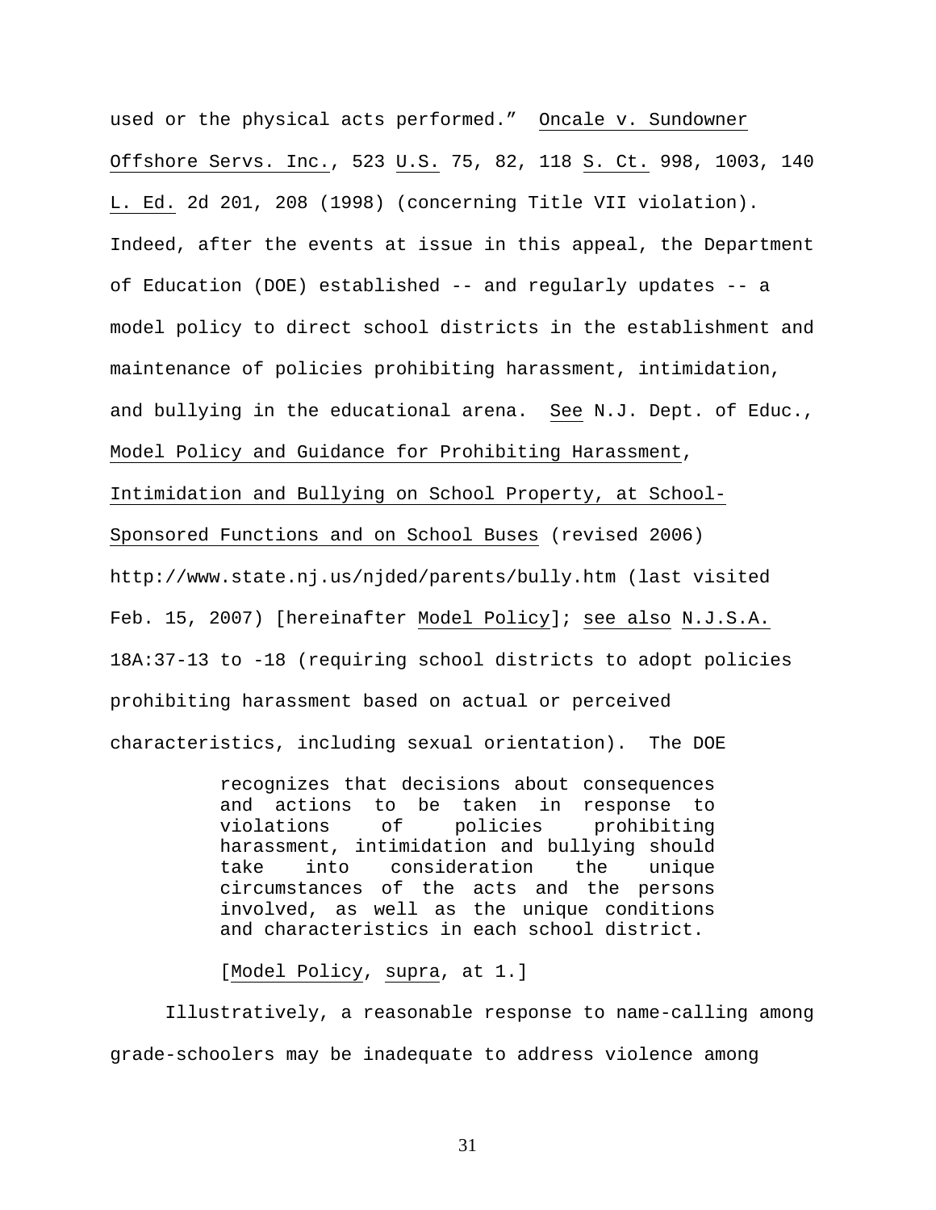used or the physical acts performed." Oncale v. Sundowner Offshore Servs. Inc., 523 U.S. 75, 82, 118 S. Ct. 998, 1003, 140 L. Ed. 2d 201, 208 (1998) (concerning Title VII violation). Indeed, after the events at issue in this appeal, the Department of Education (DOE) established -- and regularly updates -- a model policy to direct school districts in the establishment and maintenance of policies prohibiting harassment, intimidation, and bullying in the educational arena. See N.J. Dept. of Educ., Model Policy and Guidance for Prohibiting Harassment, Intimidation and Bullying on School Property, at School-Sponsored Functions and on School Buses (revised 2006) http://www.state.nj.us/njded/parents/bully.htm (last visited Feb. 15, 2007) [hereinafter Model Policy]; see also N.J.S.A. 18A:37-13 to -18 (requiring school districts to adopt policies prohibiting harassment based on actual or perceived characteristics, including sexual orientation). The DOE

> recognizes that decisions about consequences and actions to be taken in response to violations of policies prohibiting harassment, intimidation and bullying should take into consideration the unique circumstances of the acts and the persons involved, as well as the unique conditions and characteristics in each school district.
>
> [Model Policy, supra, at 1.]

Illustratively, a reasonable response to name-calling among grade-schoolers may be inadequate to address violence among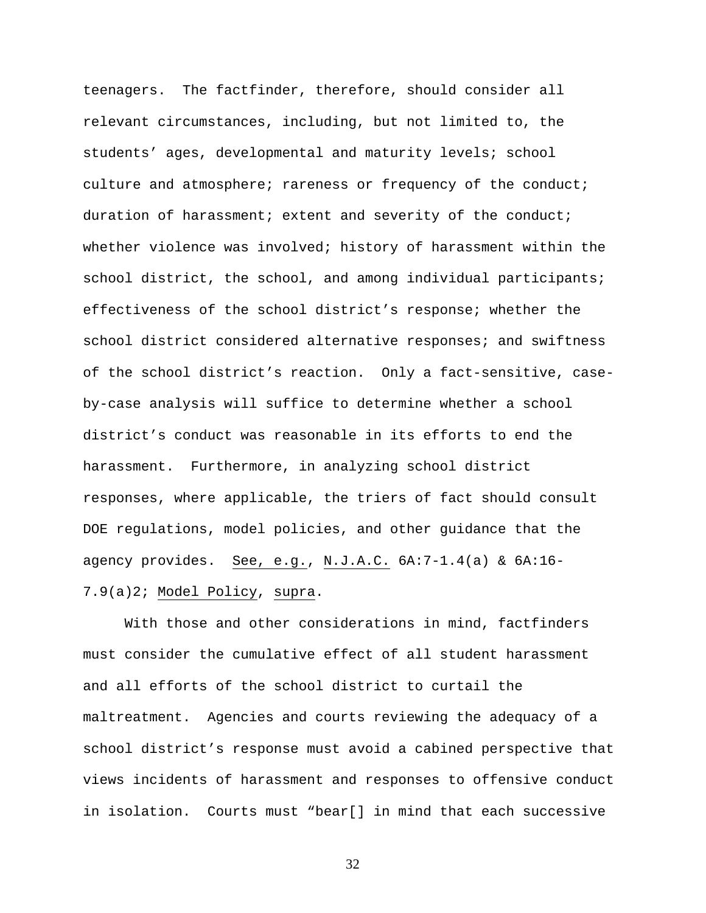teenagers. The factfinder, therefore, should consider all relevant circumstances, including, but not limited to, the students' ages, developmental and maturity levels; school culture and atmosphere; rareness or frequency of the conduct; duration of harassment; extent and severity of the conduct; whether violence was involved; history of harassment within the school district, the school, and among individual participants; effectiveness of the school district's response; whether the school district considered alternative responses; and swiftness of the school district's reaction. Only a fact-sensitive, case-by-case analysis will suffice to determine whether a school district's conduct was reasonable in its efforts to end the harassment. Furthermore, in analyzing school district responses, where applicable, the triers of fact should consult DOE regulations, model policies, and other guidance that the agency provides. See, e.g., N.J.A.C. 6A:7-1.4(a) & 6A:16-7.9(a)2; Model Policy, supra.

With those and other considerations in mind, factfinders must consider the cumulative effect of all student harassment and all efforts of the school district to curtail the maltreatment. Agencies and courts reviewing the adequacy of a school district's response must avoid a cabined perspective that views incidents of harassment and responses to offensive conduct in isolation. Courts must "bear[] in mind that each successive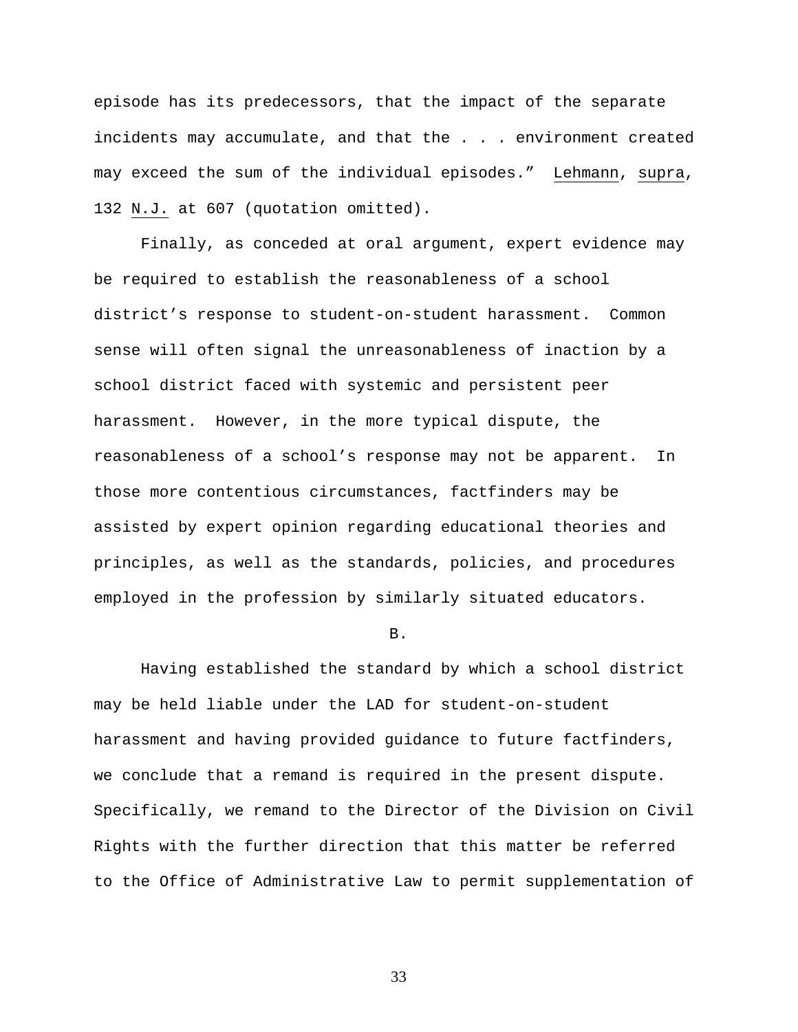episode has its predecessors, that the impact of the separate incidents may accumulate, and that the . . . environment created may exceed the sum of the individual episodes." Lehmann, supra, 132 N.J. at 607 (quotation omitted).

Finally, as conceded at oral argument, expert evidence may be required to establish the reasonableness of a school district's response to student-on-student harassment. Common sense will often signal the unreasonableness of inaction by a school district faced with systemic and persistent peer harassment. However, in the more typical dispute, the reasonableness of a school's response may not be apparent. In those more contentious circumstances, factfinders may be assisted by expert opinion regarding educational theories and principles, as well as the standards, policies, and procedures employed in the profession by similarly situated educators.

B.

Having established the standard by which a school district may be held liable under the LAD for student-on-student harassment and having provided guidance to future factfinders, we conclude that a remand is required in the present dispute. Specifically, we remand to the Director of the Division on Civil Rights with the further direction that this matter be referred to the Office of Administrative Law to permit supplementation of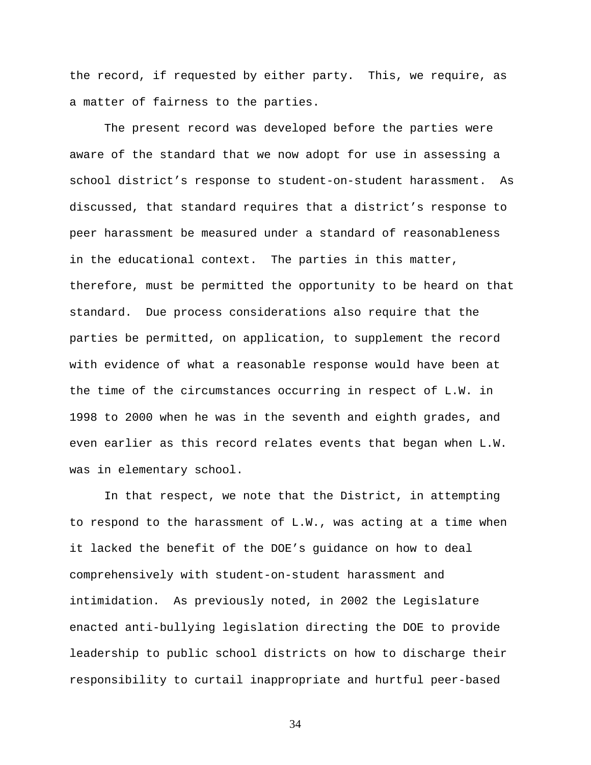the record, if requested by either party. This, we require, as a matter of fairness to the parties.

The present record was developed before the parties were aware of the standard that we now adopt for use in assessing a school district's response to student-on-student harassment. As discussed, that standard requires that a district's response to peer harassment be measured under a standard of reasonableness in the educational context. The parties in this matter, therefore, must be permitted the opportunity to be heard on that standard. Due process considerations also require that the parties be permitted, on application, to supplement the record with evidence of what a reasonable response would have been at the time of the circumstances occurring in respect of L.W. in 1998 to 2000 when he was in the seventh and eighth grades, and even earlier as this record relates events that began when L.W. was in elementary school.

In that respect, we note that the District, in attempting to respond to the harassment of L.W., was acting at a time when it lacked the benefit of the DOE's guidance on how to deal comprehensively with student-on-student harassment and intimidation. As previously noted, in 2002 the Legislature enacted anti-bullying legislation directing the DOE to provide leadership to public school districts on how to discharge their responsibility to curtail inappropriate and hurtful peer-based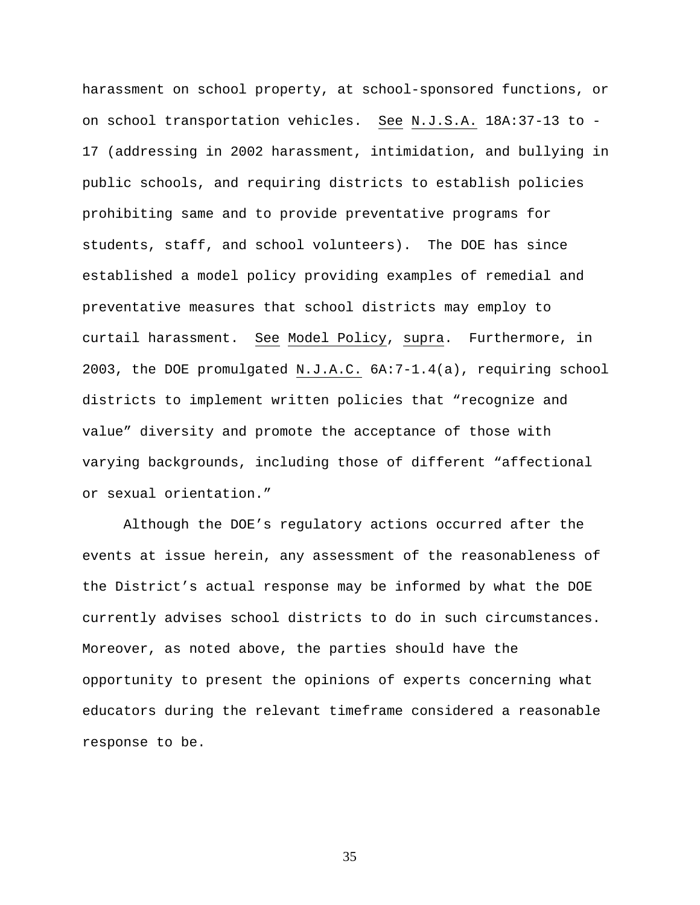harassment on school property, at school-sponsored functions, or on school transportation vehicles. *See* *N.J.S.A.* 18A:37-13 to -17 (addressing in 2002 harassment, intimidation, and bullying in public schools, and requiring districts to establish policies prohibiting same and to provide preventative programs for students, staff, and school volunteers). The DOE has since established a model policy providing examples of remedial and preventative measures that school districts may employ to curtail harassment. *See* *Model Policy*, *supra*. Furthermore, in 2003, the DOE promulgated *N.J.A.C.* 6A:7-1.4(a), requiring school districts to implement written policies that "recognize and value" diversity and promote the acceptance of those with varying backgrounds, including those of different "affectional or sexual orientation."

Although the DOE's regulatory actions occurred after the events at issue herein, any assessment of the reasonableness of the District's actual response may be informed by what the DOE currently advises school districts to do in such circumstances. Moreover, as noted above, the parties should have the opportunity to present the opinions of experts concerning what educators during the relevant timeframe considered a reasonable response to be.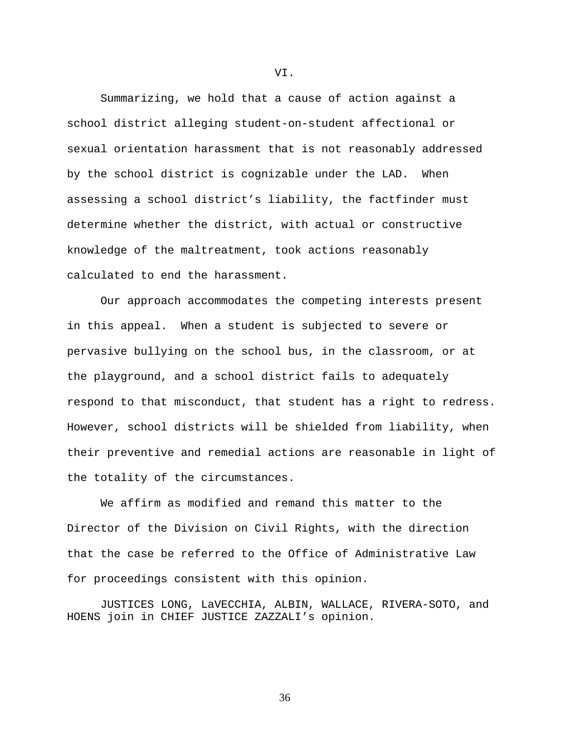## VI.

Summarizing, we hold that a cause of action against a school district alleging student-on-student affectional or sexual orientation harassment that is not reasonably addressed by the school district is cognizable under the LAD. When assessing a school district's liability, the factfinder must determine whether the district, with actual or constructive knowledge of the maltreatment, took actions reasonably calculated to end the harassment.

Our approach accommodates the competing interests present in this appeal. When a student is subjected to severe or pervasive bullying on the school bus, in the classroom, or at the playground, and a school district fails to adequately respond to that misconduct, that student has a right to redress. However, school districts will be shielded from liability, when their preventive and remedial actions are reasonable in light of the totality of the circumstances.

We affirm as modified and remand this matter to the Director of the Division on Civil Rights, with the direction that the case be referred to the Office of Administrative Law for proceedings consistent with this opinion.

JUSTICES LONG, LaVECCHIA, ALBIN, WALLACE, RIVERA-SOTO, and HOENS join in CHIEF JUSTICE ZAZZALI's opinion.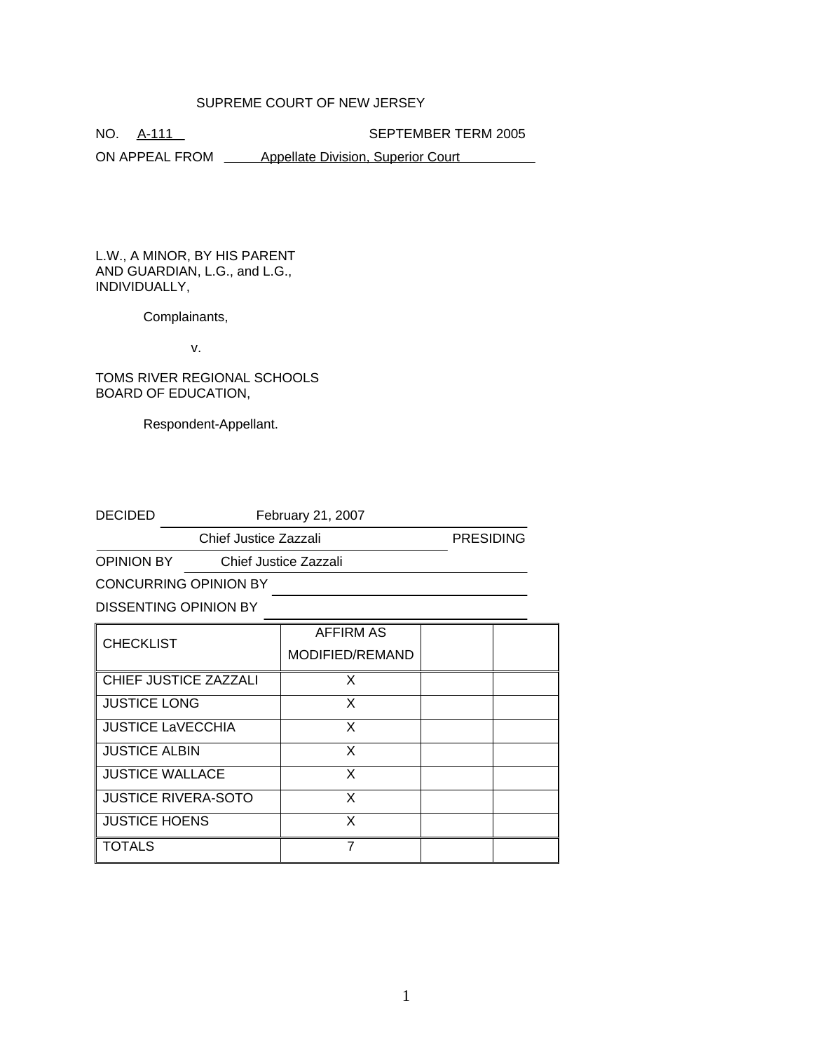SUPREME COURT OF NEW JERSEY

NO. A-111 SEPTEMBER TERM 2005

ON APPEAL FROM Appellate Division, Superior Court

L.W., A MINOR, BY HIS PARENT AND GUARDIAN, L.G., and L.G., INDIVIDUALLY,

Complainants,

v.

TOMS RIVER REGIONAL SCHOOLS BOARD OF EDUCATION,

Respondent-Appellant.

DECIDED February 21, 2007

Chief Justice Zazzali PRESIDING

OPINION BY Chief Justice Zazzali

CONCURRING OPINION BY

DISSENTING OPINION BY

| CHECKLIST | AFFIRM AS MODIFIED/REMAND | | |
|---|---|---|---|
| CHIEF JUSTICE ZAZZALI | X | | |
| JUSTICE LONG | X | | |
| JUSTICE LaVECCHIA | X | | |
| JUSTICE ALBIN | X | | |
| JUSTICE WALLACE | X | | |
| JUSTICE RIVERA-SOTO | X | | |
| JUSTICE HOENS | X | | |
| TOTALS | 7 | | |